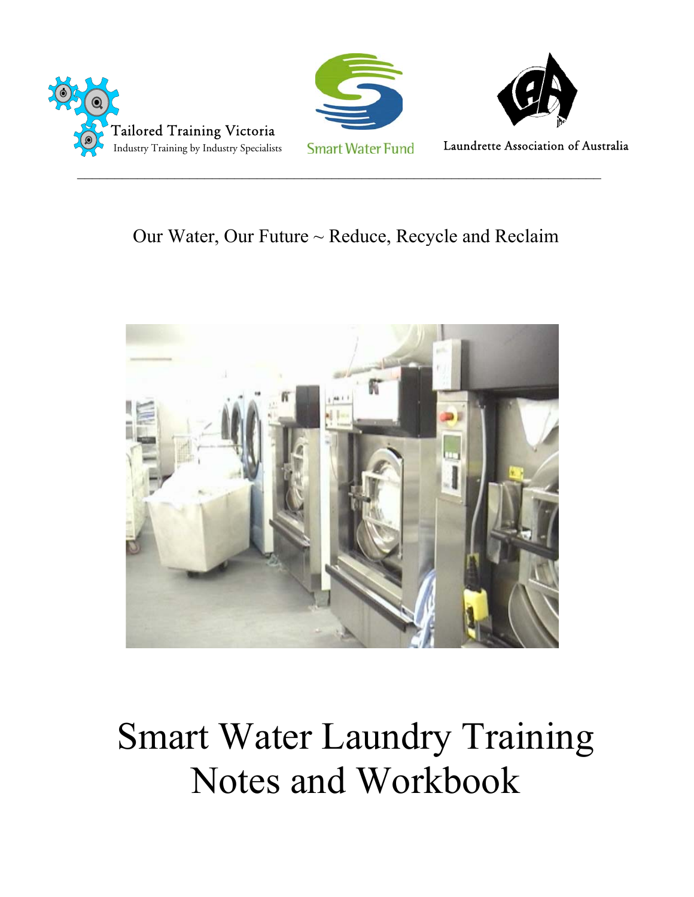Tailored Training Victoria
Industry Training by Industry Specialists

Smart Water Fund

Laundrette Association of Australia

---

Our Water, Our Future ~ Reduce, Recycle and Reclaim

# Smart Water Laundry Training Notes and Workbook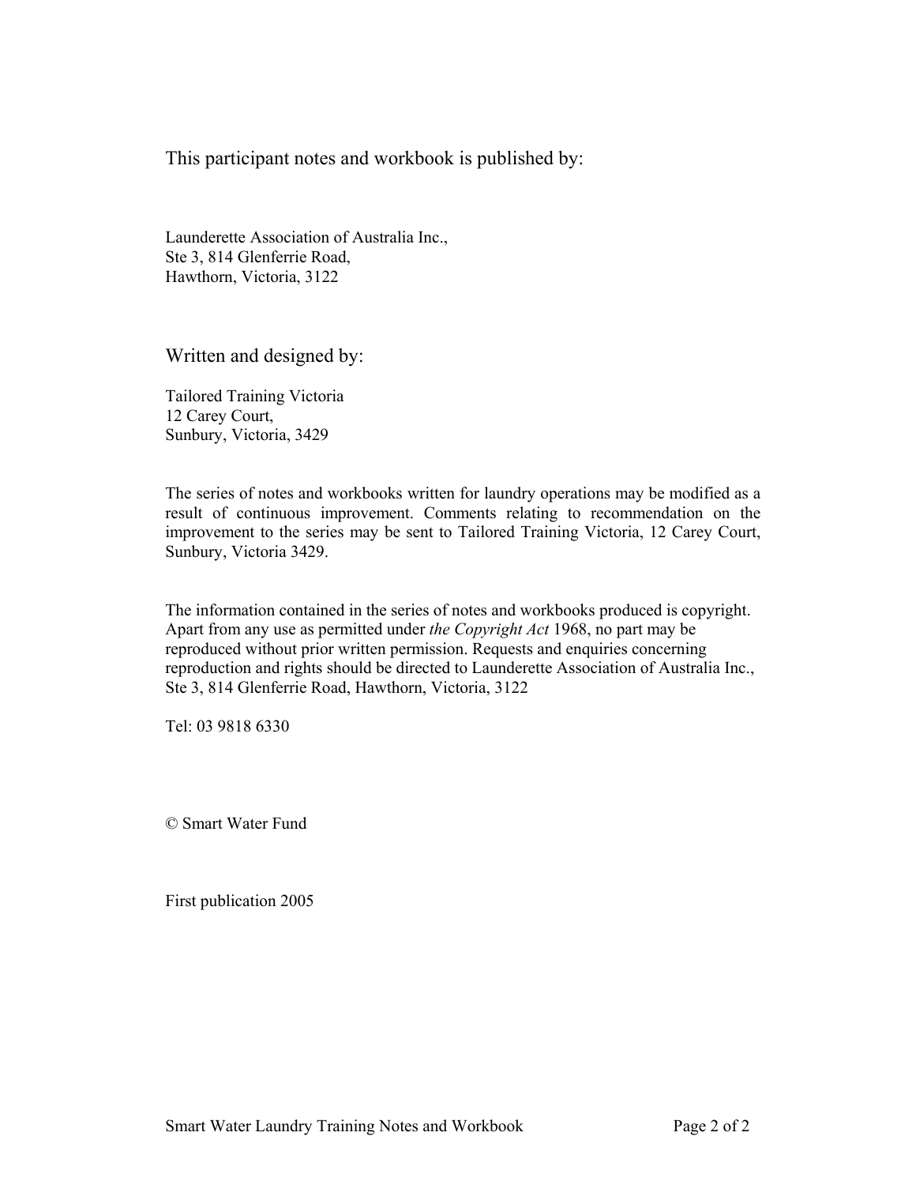This participant notes and workbook is published by:

Launderette Association of Australia Inc.,
Ste 3, 814 Glenferrie Road,
Hawthorn, Victoria, 3122

Written and designed by:

Tailored Training Victoria
12 Carey Court,
Sunbury, Victoria, 3429

The series of notes and workbooks written for laundry operations may be modified as a result of continuous improvement. Comments relating to recommendation on the improvement to the series may be sent to Tailored Training Victoria, 12 Carey Court, Sunbury, Victoria 3429.

The information contained in the series of notes and workbooks produced is copyright. Apart from any use as permitted under *the Copyright Act* 1968, no part may be reproduced without prior written permission. Requests and enquiries concerning reproduction and rights should be directed to Launderette Association of Australia Inc., Ste 3, 814 Glenferrie Road, Hawthorn, Victoria, 3122

Tel: 03 9818 6330

© Smart Water Fund

First publication 2005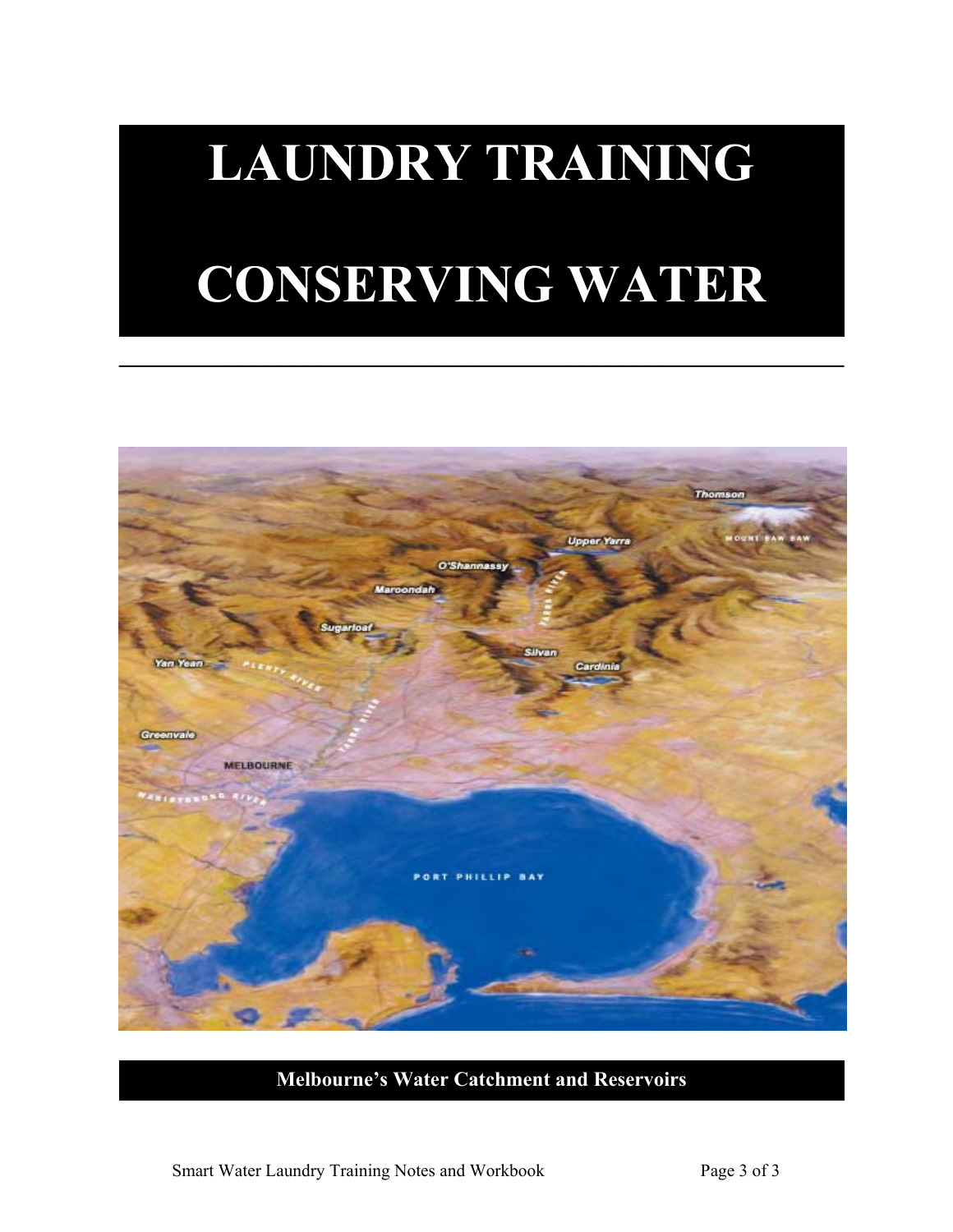# LAUNDRY TRAINING

# CONSERVING WATER

---

Melbourne's Water Catchment and Reservoirs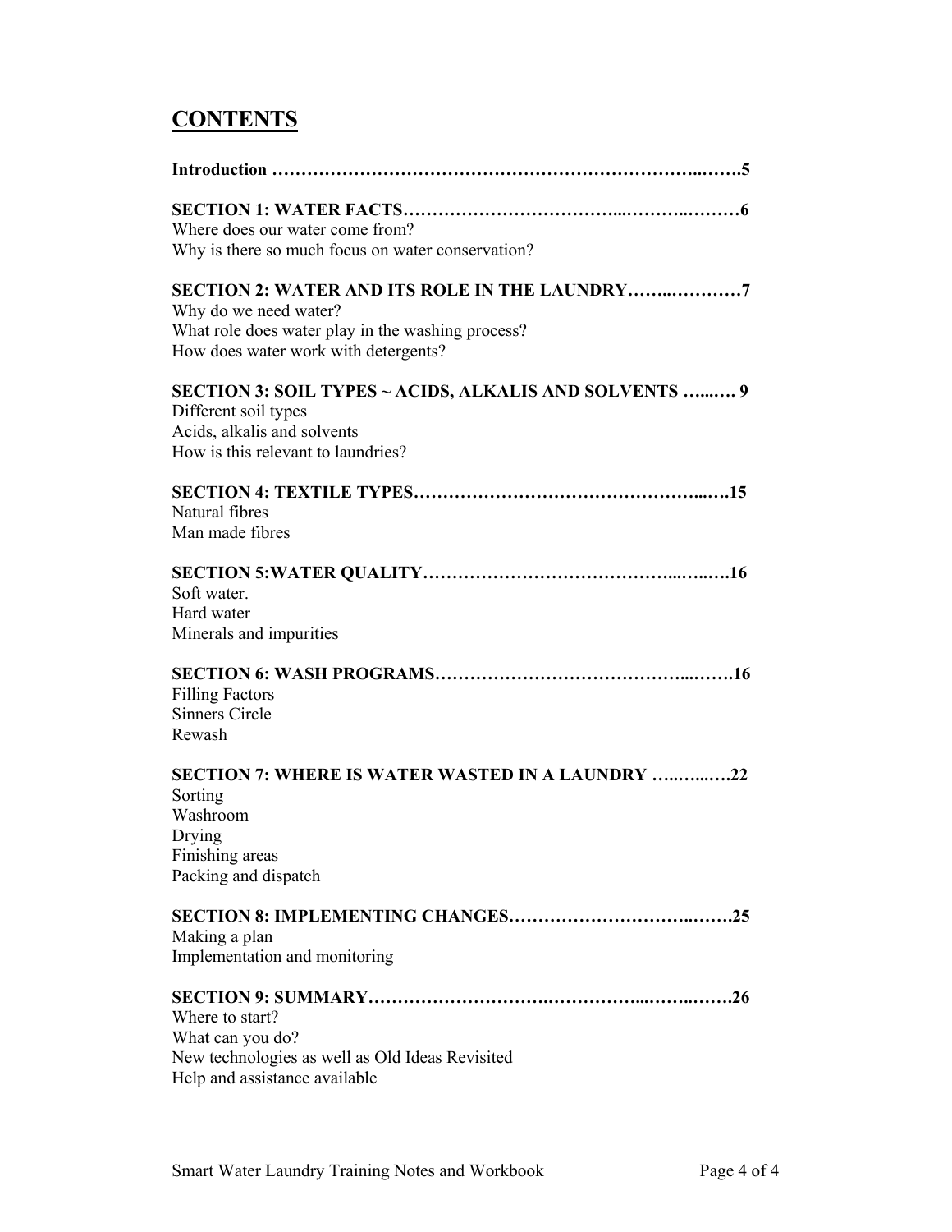# CONTENTS

**Introduction ……………………………………………………………………..…….5**

**SECTION 1: WATER FACTS……………………………...……..………6**
Where does our water come from?
Why is there so much focus on water conservation?

**SECTION 2: WATER AND ITS ROLE IN THE LAUNDRY……..…………7**
Why do we need water?
What role does water play in the washing process?
How does water work with detergents?

**SECTION 3: SOIL TYPES ~ ACIDS, ALKALIS AND SOLVENTS …....… 9**
Different soil types
Acids, alkalis and solvents
How is this relevant to laundries?

**SECTION 4: TEXTILE TYPES……………………………………………...….15**
Natural fibres
Man made fibres

**SECTION 5:WATER QUALITY……………………………………...…...….16**
Soft water.
Hard water
Minerals and impurities

**SECTION 6: WASH PROGRAMS……………………………………...…….16**
Filling Factors
Sinners Circle
Rewash

**SECTION 7: WHERE IS WATER WASTED IN A LAUNDRY …..…...….22**
Sorting
Washroom
Drying
Finishing areas
Packing and dispatch

**SECTION 8: IMPLEMENTING CHANGES…………………………..…….25**
Making a plan
Implementation and monitoring

**SECTION 9: SUMMARY…………………………….……………...……..…….26**
Where to start?
What can you do?
New technologies as well as Old Ideas Revisited
Help and assistance available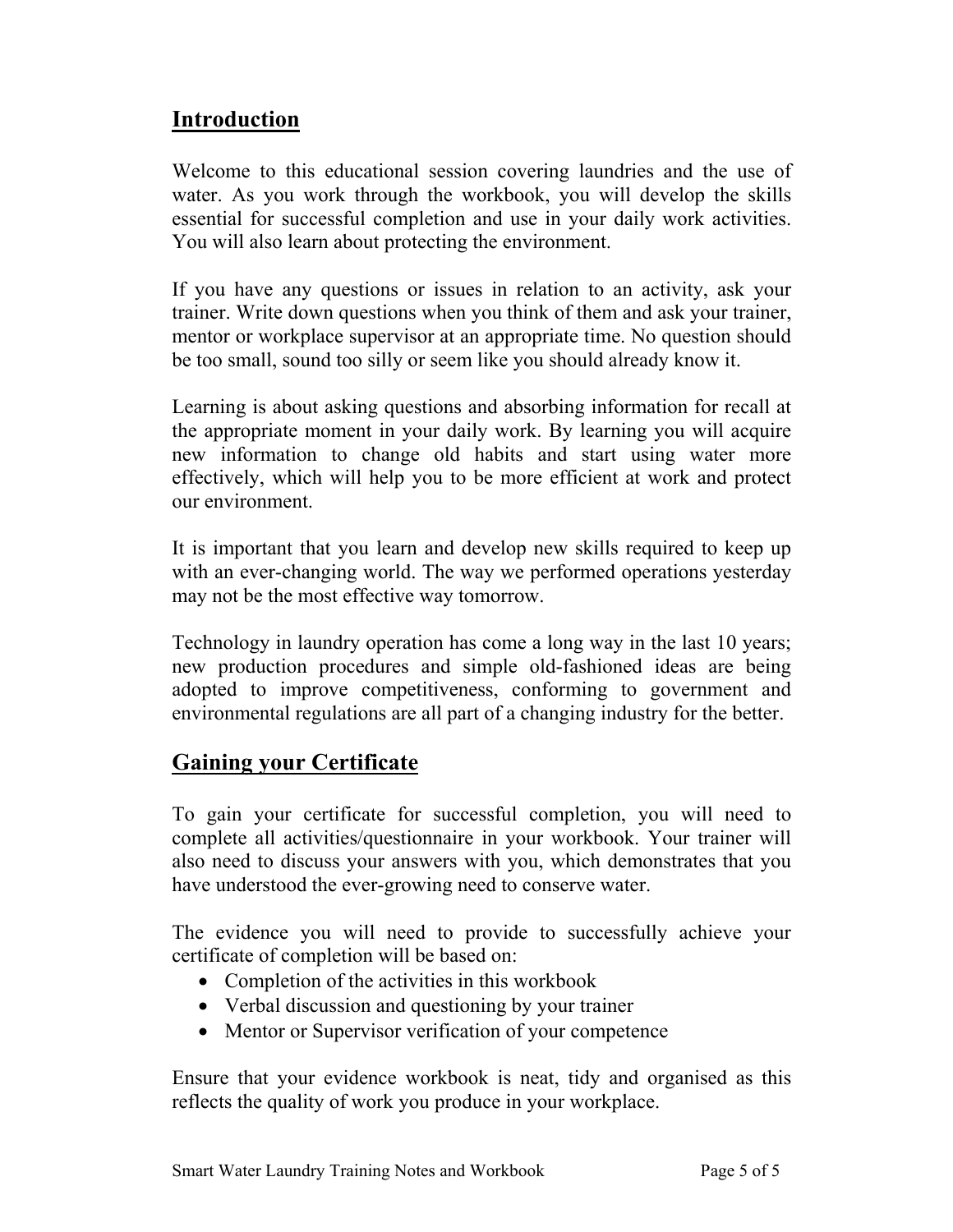## Introduction

Welcome to this educational session covering laundries and the use of water. As you work through the workbook, you will develop the skills essential for successful completion and use in your daily work activities. You will also learn about protecting the environment.

If you have any questions or issues in relation to an activity, ask your trainer. Write down questions when you think of them and ask your trainer, mentor or workplace supervisor at an appropriate time. No question should be too small, sound too silly or seem like you should already know it.

Learning is about asking questions and absorbing information for recall at the appropriate moment in your daily work. By learning you will acquire new information to change old habits and start using water more effectively, which will help you to be more efficient at work and protect our environment.

It is important that you learn and develop new skills required to keep up with an ever-changing world. The way we performed operations yesterday may not be the most effective way tomorrow.

Technology in laundry operation has come a long way in the last 10 years; new production procedures and simple old-fashioned ideas are being adopted to improve competitiveness, conforming to government and environmental regulations are all part of a changing industry for the better.

## Gaining your Certificate

To gain your certificate for successful completion, you will need to complete all activities/questionnaire in your workbook. Your trainer will also need to discuss your answers with you, which demonstrates that you have understood the ever-growing need to conserve water.

The evidence you will need to provide to successfully achieve your certificate of completion will be based on:

- Completion of the activities in this workbook
- Verbal discussion and questioning by your trainer
- Mentor or Supervisor verification of your competence

Ensure that your evidence workbook is neat, tidy and organised as this reflects the quality of work you produce in your workplace.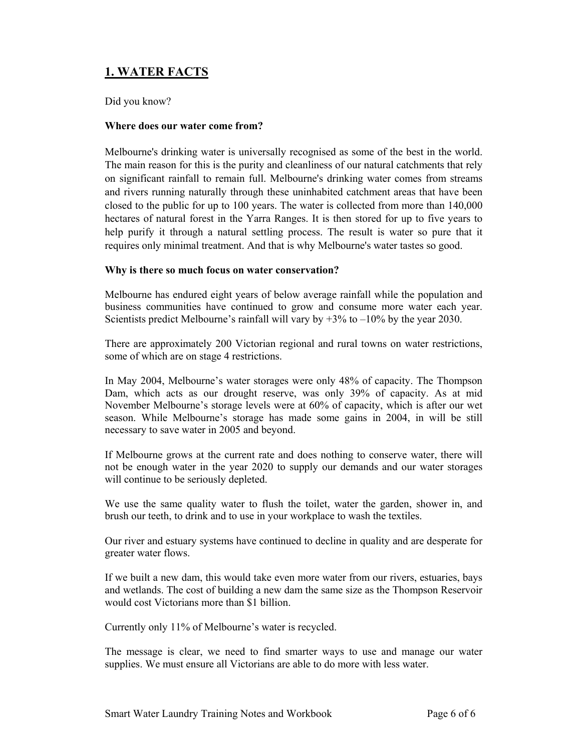## 1. WATER FACTS

Did you know?

**Where does our water come from?**

Melbourne's drinking water is universally recognised as some of the best in the world. The main reason for this is the purity and cleanliness of our natural catchments that rely on significant rainfall to remain full. Melbourne's drinking water comes from streams and rivers running naturally through these uninhabited catchment areas that have been closed to the public for up to 100 years. The water is collected from more than 140,000 hectares of natural forest in the Yarra Ranges. It is then stored for up to five years to help purify it through a natural settling process. The result is water so pure that it requires only minimal treatment. And that is why Melbourne's water tastes so good.

**Why is there so much focus on water conservation?**

Melbourne has endured eight years of below average rainfall while the population and business communities have continued to grow and consume more water each year. Scientists predict Melbourne's rainfall will vary by +3% to –10% by the year 2030.

There are approximately 200 Victorian regional and rural towns on water restrictions, some of which are on stage 4 restrictions.

In May 2004, Melbourne's water storages were only 48% of capacity. The Thompson Dam, which acts as our drought reserve, was only 39% of capacity. As at mid November Melbourne's storage levels were at 60% of capacity, which is after our wet season. While Melbourne's storage has made some gains in 2004, in will be still necessary to save water in 2005 and beyond.

If Melbourne grows at the current rate and does nothing to conserve water, there will not be enough water in the year 2020 to supply our demands and our water storages will continue to be seriously depleted.

We use the same quality water to flush the toilet, water the garden, shower in, and brush our teeth, to drink and to use in your workplace to wash the textiles.

Our river and estuary systems have continued to decline in quality and are desperate for greater water flows.

If we built a new dam, this would take even more water from our rivers, estuaries, bays and wetlands. The cost of building a new dam the same size as the Thompson Reservoir would cost Victorians more than $1 billion.

Currently only 11% of Melbourne's water is recycled.

The message is clear, we need to find smarter ways to use and manage our water supplies. We must ensure all Victorians are able to do more with less water.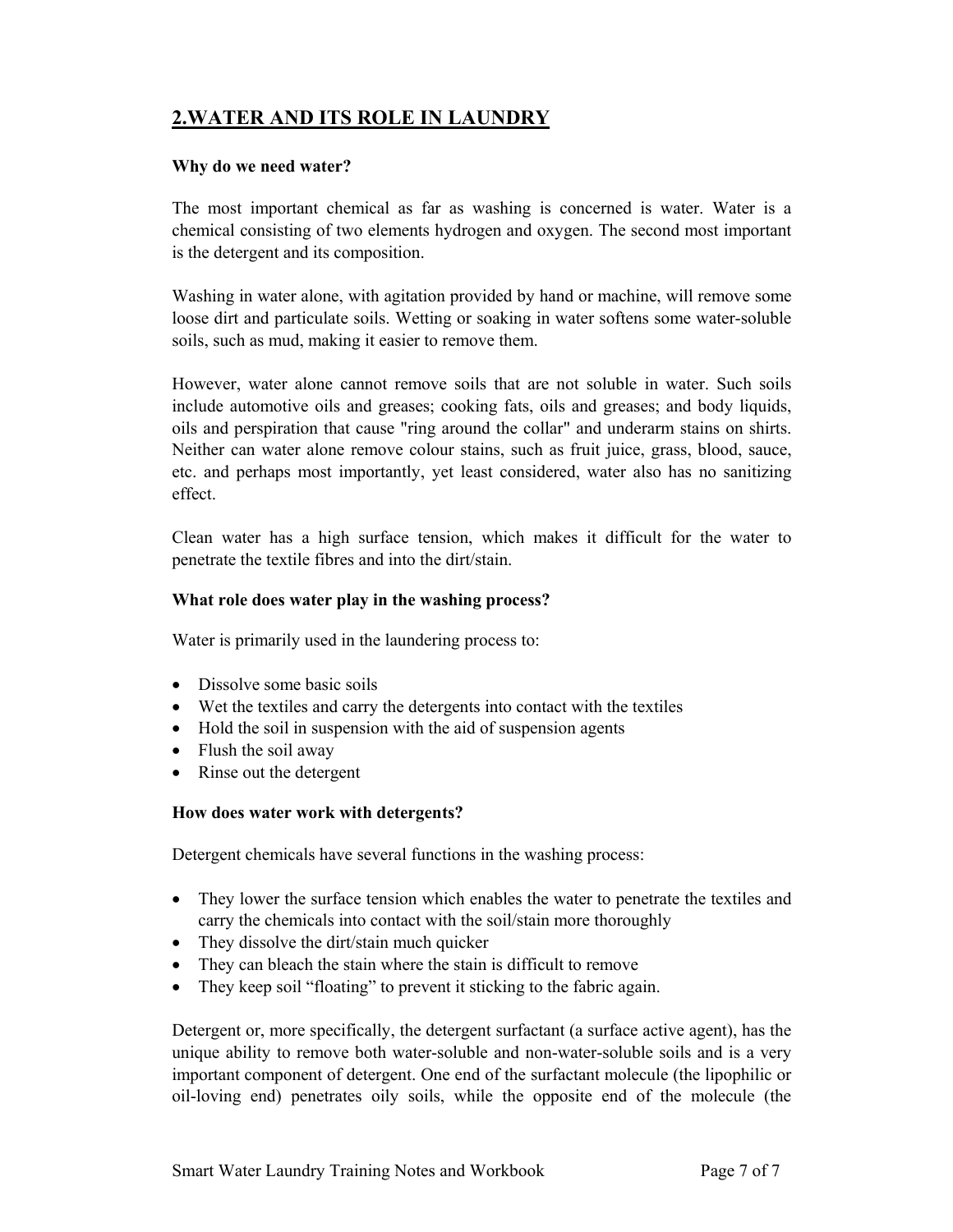## 2.WATER AND ITS ROLE IN LAUNDRY

**Why do we need water?**

The most important chemical as far as washing is concerned is water. Water is a chemical consisting of two elements hydrogen and oxygen. The second most important is the detergent and its composition.

Washing in water alone, with agitation provided by hand or machine, will remove some loose dirt and particulate soils. Wetting or soaking in water softens some water-soluble soils, such as mud, making it easier to remove them.

However, water alone cannot remove soils that are not soluble in water. Such soils include automotive oils and greases; cooking fats, oils and greases; and body liquids, oils and perspiration that cause "ring around the collar" and underarm stains on shirts. Neither can water alone remove colour stains, such as fruit juice, grass, blood, sauce, etc. and perhaps most importantly, yet least considered, water also has no sanitizing effect.

Clean water has a high surface tension, which makes it difficult for the water to penetrate the textile fibres and into the dirt/stain.

**What role does water play in the washing process?**

Water is primarily used in the laundering process to:

- Dissolve some basic soils
- Wet the textiles and carry the detergents into contact with the textiles
- Hold the soil in suspension with the aid of suspension agents
- Flush the soil away
- Rinse out the detergent

**How does water work with detergents?**

Detergent chemicals have several functions in the washing process:

- They lower the surface tension which enables the water to penetrate the textiles and carry the chemicals into contact with the soil/stain more thoroughly
- They dissolve the dirt/stain much quicker
- They can bleach the stain where the stain is difficult to remove
- They keep soil "floating" to prevent it sticking to the fabric again.

Detergent or, more specifically, the detergent surfactant (a surface active agent), has the unique ability to remove both water-soluble and non-water-soluble soils and is a very important component of detergent. One end of the surfactant molecule (the lipophilic or oil-loving end) penetrates oily soils, while the opposite end of the molecule (the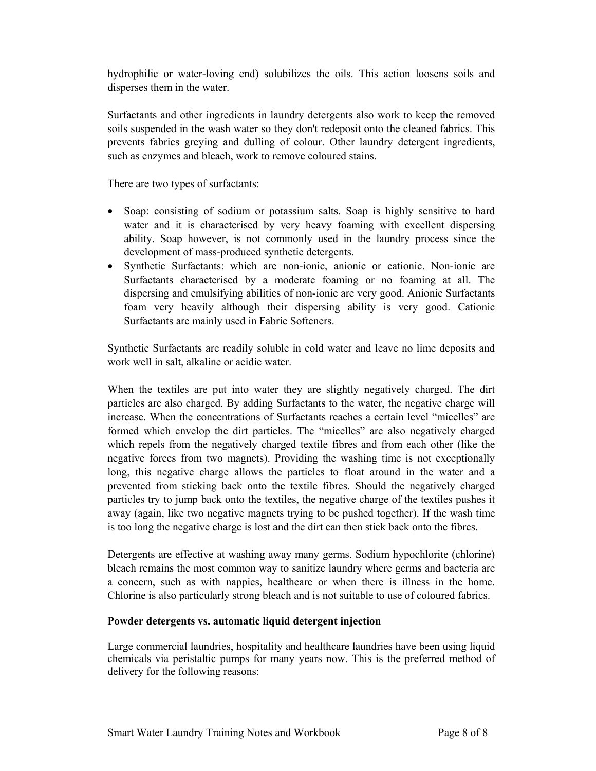hydrophilic or water-loving end) solubilizes the oils. This action loosens soils and disperses them in the water.

Surfactants and other ingredients in laundry detergents also work to keep the removed soils suspended in the wash water so they don't redeposit onto the cleaned fabrics. This prevents fabrics greying and dulling of colour. Other laundry detergent ingredients, such as enzymes and bleach, work to remove coloured stains.

There are two types of surfactants:

- Soap: consisting of sodium or potassium salts. Soap is highly sensitive to hard water and it is characterised by very heavy foaming with excellent dispersing ability. Soap however, is not commonly used in the laundry process since the development of mass-produced synthetic detergents.
- Synthetic Surfactants: which are non-ionic, anionic or cationic. Non-ionic are Surfactants characterised by a moderate foaming or no foaming at all. The dispersing and emulsifying abilities of non-ionic are very good. Anionic Surfactants foam very heavily although their dispersing ability is very good. Cationic Surfactants are mainly used in Fabric Softeners.

Synthetic Surfactants are readily soluble in cold water and leave no lime deposits and work well in salt, alkaline or acidic water.

When the textiles are put into water they are slightly negatively charged. The dirt particles are also charged. By adding Surfactants to the water, the negative charge will increase. When the concentrations of Surfactants reaches a certain level "micelles" are formed which envelop the dirt particles. The "micelles" are also negatively charged which repels from the negatively charged textile fibres and from each other (like the negative forces from two magnets). Providing the washing time is not exceptionally long, this negative charge allows the particles to float around in the water and a prevented from sticking back onto the textile fibres. Should the negatively charged particles try to jump back onto the textiles, the negative charge of the textiles pushes it away (again, like two negative magnets trying to be pushed together). If the wash time is too long the negative charge is lost and the dirt can then stick back onto the fibres.

Detergents are effective at washing away many germs. Sodium hypochlorite (chlorine) bleach remains the most common way to sanitize laundry where germs and bacteria are a concern, such as with nappies, healthcare or when there is illness in the home. Chlorine is also particularly strong bleach and is not suitable to use of coloured fabrics.

**Powder detergents vs. automatic liquid detergent injection**

Large commercial laundries, hospitality and healthcare laundries have been using liquid chemicals via peristaltic pumps for many years now. This is the preferred method of delivery for the following reasons: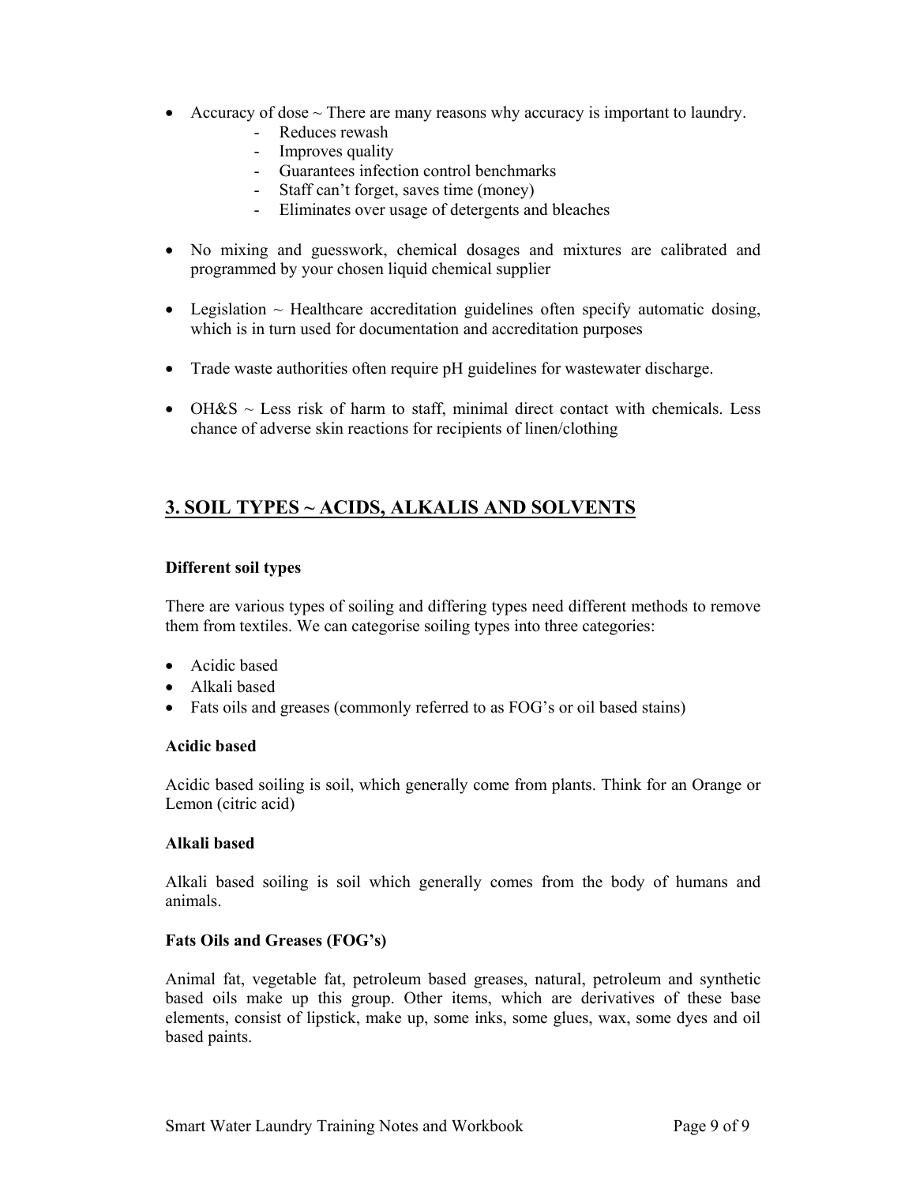- Accuracy of dose ~ There are many reasons why accuracy is important to laundry.
    - Reduces rewash
    - Improves quality
    - Guarantees infection control benchmarks
    - Staff can't forget, saves time (money)
    - Eliminates over usage of detergents and bleaches
- No mixing and guesswork, chemical dosages and mixtures are calibrated and programmed by your chosen liquid chemical supplier
- Legislation ~ Healthcare accreditation guidelines often specify automatic dosing, which is in turn used for documentation and accreditation purposes
- Trade waste authorities often require pH guidelines for wastewater discharge.
- OH&S ~ Less risk of harm to staff, minimal direct contact with chemicals. Less chance of adverse skin reactions for recipients of linen/clothing

## 3. SOIL TYPES ~ ACIDS, ALKALIS AND SOLVENTS

**Different soil types**

There are various types of soiling and differing types need different methods to remove them from textiles. We can categorise soiling types into three categories:

- Acidic based
- Alkali based
- Fats oils and greases (commonly referred to as FOG's or oil based stains)

**Acidic based**

Acidic based soiling is soil, which generally come from plants. Think for an Orange or Lemon (citric acid)

**Alkali based**

Alkali based soiling is soil which generally comes from the body of humans and animals.

**Fats Oils and Greases (FOG's)**

Animal fat, vegetable fat, petroleum based greases, natural, petroleum and synthetic based oils make up this group. Other items, which are derivatives of these base elements, consist of lipstick, make up, some inks, some glues, wax, some dyes and oil based paints.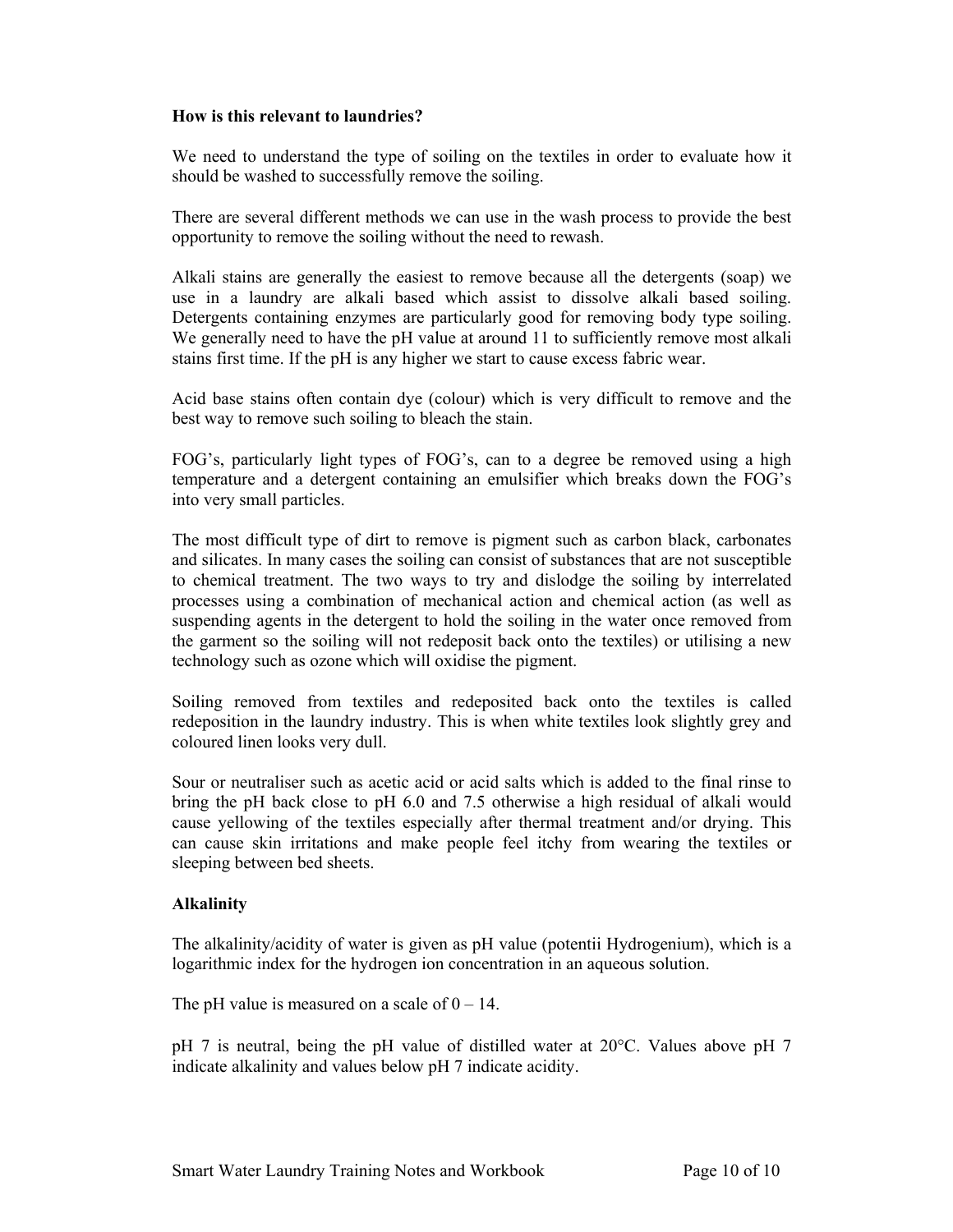**How is this relevant to laundries?**

We need to understand the type of soiling on the textiles in order to evaluate how it should be washed to successfully remove the soiling.

There are several different methods we can use in the wash process to provide the best opportunity to remove the soiling without the need to rewash.

Alkali stains are generally the easiest to remove because all the detergents (soap) we use in a laundry are alkali based which assist to dissolve alkali based soiling. Detergents containing enzymes are particularly good for removing body type soiling. We generally need to have the pH value at around 11 to sufficiently remove most alkali stains first time. If the pH is any higher we start to cause excess fabric wear.

Acid base stains often contain dye (colour) which is very difficult to remove and the best way to remove such soiling to bleach the stain.

FOG's, particularly light types of FOG's, can to a degree be removed using a high temperature and a detergent containing an emulsifier which breaks down the FOG's into very small particles.

The most difficult type of dirt to remove is pigment such as carbon black, carbonates and silicates. In many cases the soiling can consist of substances that are not susceptible to chemical treatment. The two ways to try and dislodge the soiling by interrelated processes using a combination of mechanical action and chemical action (as well as suspending agents in the detergent to hold the soiling in the water once removed from the garment so the soiling will not redeposit back onto the textiles) or utilising a new technology such as ozone which will oxidise the pigment.

Soiling removed from textiles and redeposited back onto the textiles is called redeposition in the laundry industry. This is when white textiles look slightly grey and coloured linen looks very dull.

Sour or neutraliser such as acetic acid or acid salts which is added to the final rinse to bring the pH back close to pH 6.0 and 7.5 otherwise a high residual of alkali would cause yellowing of the textiles especially after thermal treatment and/or drying. This can cause skin irritations and make people feel itchy from wearing the textiles or sleeping between bed sheets.

**Alkalinity**

The alkalinity/acidity of water is given as pH value (potentii Hydrogenium), which is a logarithmic index for the hydrogen ion concentration in an aqueous solution.

The pH value is measured on a scale of 0 – 14.

pH 7 is neutral, being the pH value of distilled water at 20°C. Values above pH 7 indicate alkalinity and values below pH 7 indicate acidity.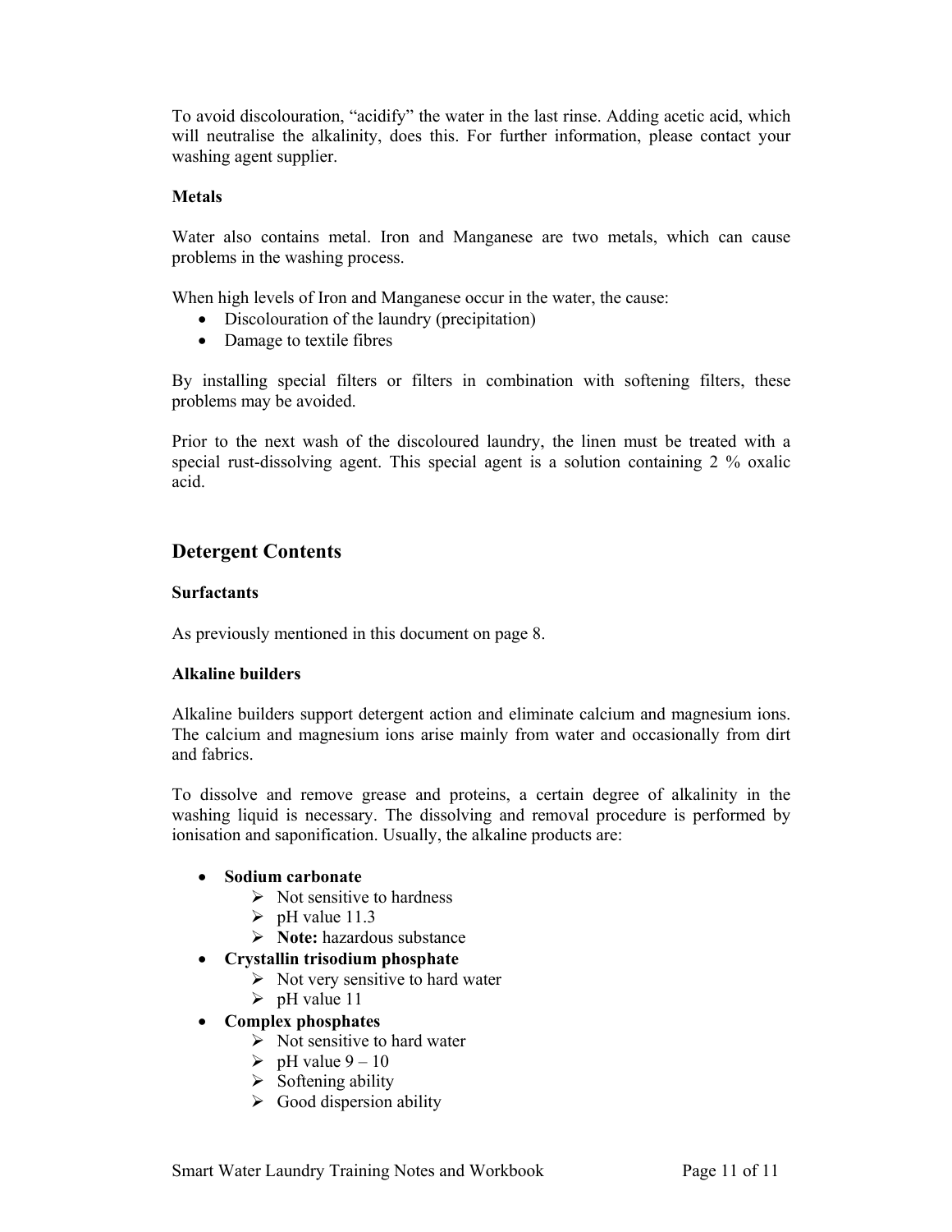To avoid discolouration, "acidify" the water in the last rinse. Adding acetic acid, which will neutralise the alkalinity, does this. For further information, please contact your washing agent supplier.

**Metals**

Water also contains metal. Iron and Manganese are two metals, which can cause problems in the washing process.

When high levels of Iron and Manganese occur in the water, the cause:

- Discolouration of the laundry (precipitation)
- Damage to textile fibres

By installing special filters or filters in combination with softening filters, these problems may be avoided.

Prior to the next wash of the discoloured laundry, the linen must be treated with a special rust-dissolving agent. This special agent is a solution containing 2 % oxalic acid.

## Detergent Contents

**Surfactants**

As previously mentioned in this document on page 8.

**Alkaline builders**

Alkaline builders support detergent action and eliminate calcium and magnesium ions. The calcium and magnesium ions arise mainly from water and occasionally from dirt and fabrics.

To dissolve and remove grease and proteins, a certain degree of alkalinity in the washing liquid is necessary. The dissolving and removal procedure is performed by ionisation and saponification. Usually, the alkaline products are:

- **Sodium carbonate**
  - Not sensitive to hardness
  - pH value 11.3
  - **Note:** hazardous substance
- **Crystallin trisodium phosphate**
  - Not very sensitive to hard water
  - pH value 11
- **Complex phosphates**
  - Not sensitive to hard water
  - pH value 9 – 10
  - Softening ability
  - Good dispersion ability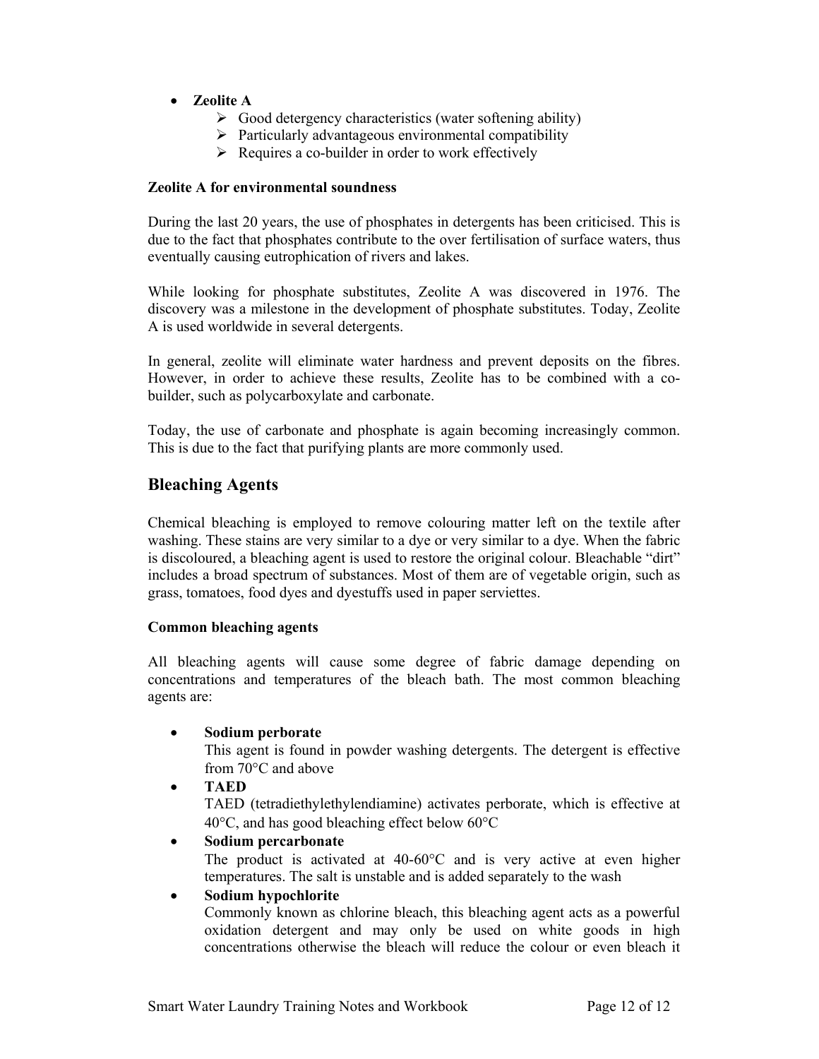- **Zeolite A**
  - Good detergency characteristics (water softening ability)
  - Particularly advantageous environmental compatibility
  - Requires a co-builder in order to work effectively

**Zeolite A for environmental soundness**

During the last 20 years, the use of phosphates in detergents has been criticised. This is due to the fact that phosphates contribute to the over fertilisation of surface waters, thus eventually causing eutrophication of rivers and lakes.

While looking for phosphate substitutes, Zeolite A was discovered in 1976. The discovery was a milestone in the development of phosphate substitutes. Today, Zeolite A is used worldwide in several detergents.

In general, zeolite will eliminate water hardness and prevent deposits on the fibres. However, in order to achieve these results, Zeolite has to be combined with a co-builder, such as polycarboxylate and carbonate.

Today, the use of carbonate and phosphate is again becoming increasingly common. This is due to the fact that purifying plants are more commonly used.

## Bleaching Agents

Chemical bleaching is employed to remove colouring matter left on the textile after washing. These stains are very similar to a dye or very similar to a dye. When the fabric is discoloured, a bleaching agent is used to restore the original colour. Bleachable "dirt" includes a broad spectrum of substances. Most of them are of vegetable origin, such as grass, tomatoes, food dyes and dyestuffs used in paper serviettes.

**Common bleaching agents**

All bleaching agents will cause some degree of fabric damage depending on concentrations and temperatures of the bleach bath. The most common bleaching agents are:

- **Sodium perborate**
  This agent is found in powder washing detergents. The detergent is effective from 70°C and above
- **TAED**
  TAED (tetradiethylethylendiamine) activates perborate, which is effective at 40°C, and has good bleaching effect below 60°C
- **Sodium percarbonate**
  The product is activated at 40-60°C and is very active at even higher temperatures. The salt is unstable and is added separately to the wash
- **Sodium hypochlorite**
  Commonly known as chlorine bleach, this bleaching agent acts as a powerful oxidation detergent and may only be used on white goods in high concentrations otherwise the bleach will reduce the colour or even bleach it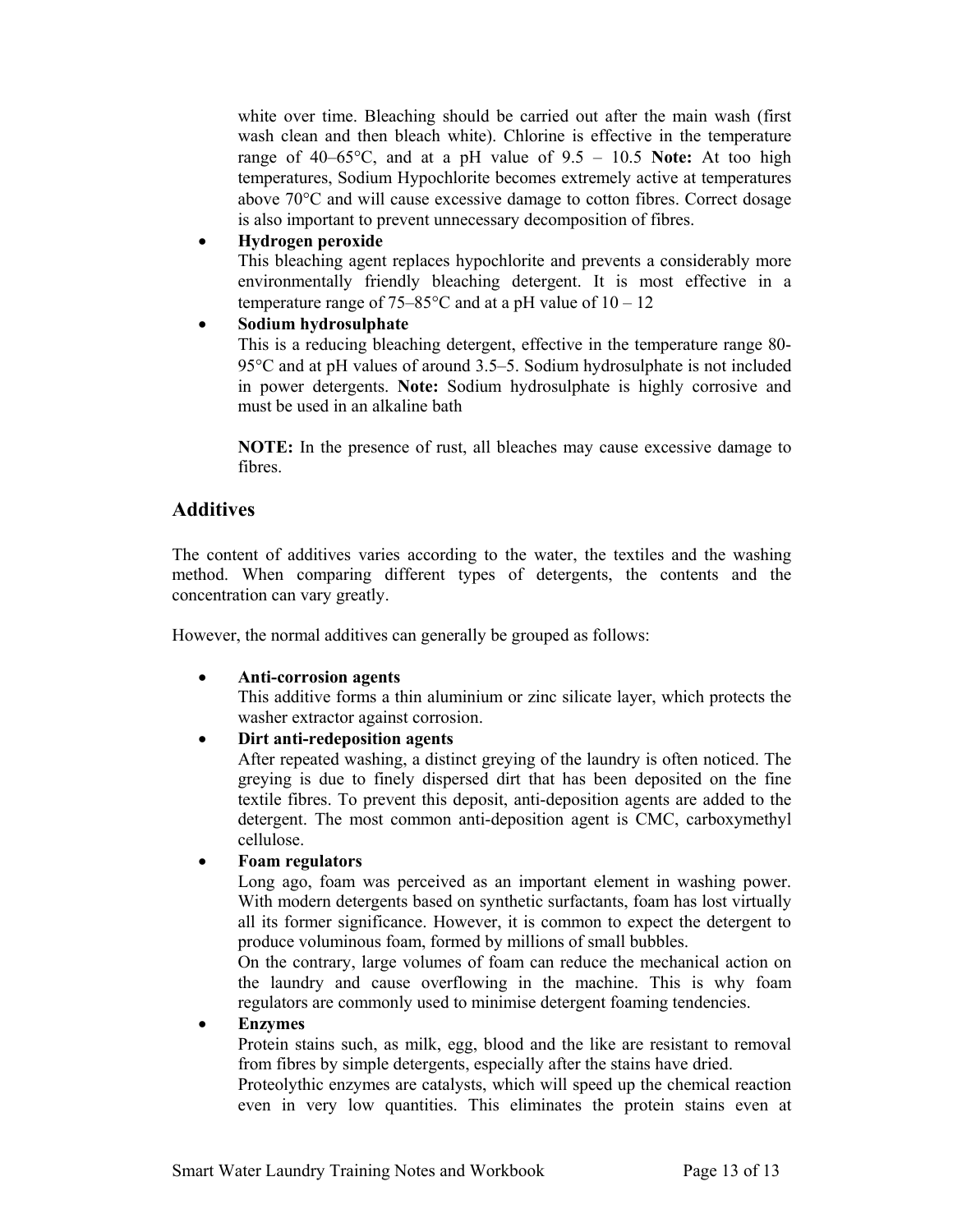white over time. Bleaching should be carried out after the main wash (first wash clean and then bleach white). Chlorine is effective in the temperature range of 40–65°C, and at a pH value of 9.5 – 10.5 **Note:** At too high temperatures, Sodium Hypochlorite becomes extremely active at temperatures above 70°C and will cause excessive damage to cotton fibres. Correct dosage is also important to prevent unnecessary decomposition of fibres.

- **Hydrogen peroxide**
  This bleaching agent replaces hypochlorite and prevents a considerably more environmentally friendly bleaching detergent. It is most effective in a temperature range of 75–85°C and at a pH value of 10 – 12
- **Sodium hydrosulphate**
  This is a reducing bleaching detergent, effective in the temperature range 80-95°C and at pH values of around 3.5–5. Sodium hydrosulphate is not included in power detergents. **Note:** Sodium hydrosulphate is highly corrosive and must be used in an alkaline bath

  **NOTE:** In the presence of rust, all bleaches may cause excessive damage to fibres.

## Additives

The content of additives varies according to the water, the textiles and the washing method. When comparing different types of detergents, the contents and the concentration can vary greatly.

However, the normal additives can generally be grouped as follows:

- **Anti-corrosion agents**
  This additive forms a thin aluminium or zinc silicate layer, which protects the washer extractor against corrosion.
- **Dirt anti-redeposition agents**
  After repeated washing, a distinct greying of the laundry is often noticed. The greying is due to finely dispersed dirt that has been deposited on the fine textile fibres. To prevent this deposit, anti-deposition agents are added to the detergent. The most common anti-deposition agent is CMC, carboxymethyl cellulose.
- **Foam regulators**
  Long ago, foam was perceived as an important element in washing power. With modern detergents based on synthetic surfactants, foam has lost virtually all its former significance. However, it is common to expect the detergent to produce voluminous foam, formed by millions of small bubbles.
  On the contrary, large volumes of foam can reduce the mechanical action on the laundry and cause overflowing in the machine. This is why foam regulators are commonly used to minimise detergent foaming tendencies.
- **Enzymes**
  Protein stains such, as milk, egg, blood and the like are resistant to removal from fibres by simple detergents, especially after the stains have dried.
  Proteolythic enzymes are catalysts, which will speed up the chemical reaction even in very low quantities. This eliminates the protein stains even at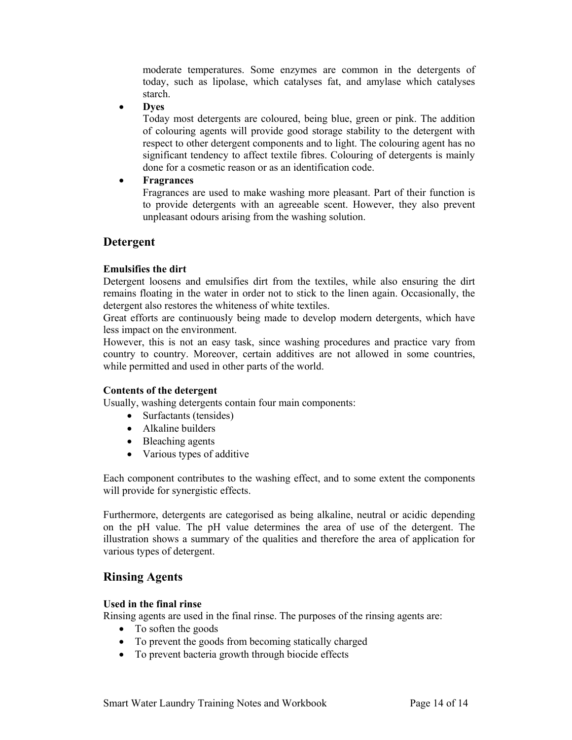moderate temperatures. Some enzymes are common in the detergents of today, such as lipolase, which catalyses fat, and amylase which catalyses starch.

- **Dyes**
  Today most detergents are coloured, being blue, green or pink. The addition of colouring agents will provide good storage stability to the detergent with respect to other detergent components and to light. The colouring agent has no significant tendency to affect textile fibres. Colouring of detergents is mainly done for a cosmetic reason or as an identification code.
- **Fragrances**
  Fragrances are used to make washing more pleasant. Part of their function is to provide detergents with an agreeable scent. However, they also prevent unpleasant odours arising from the washing solution.

## Detergent

**Emulsifies the dirt**
Detergent loosens and emulsifies dirt from the textiles, while also ensuring the dirt remains floating in the water in order not to stick to the linen again. Occasionally, the detergent also restores the whiteness of white textiles.
Great efforts are continuously being made to develop modern detergents, which have less impact on the environment.
However, this is not an easy task, since washing procedures and practice vary from country to country. Moreover, certain additives are not allowed in some countries, while permitted and used in other parts of the world.

**Contents of the detergent**
Usually, washing detergents contain four main components:

- Surfactants (tensides)
- Alkaline builders
- Bleaching agents
- Various types of additive

Each component contributes to the washing effect, and to some extent the components will provide for synergistic effects.

Furthermore, detergents are categorised as being alkaline, neutral or acidic depending on the pH value. The pH value determines the area of use of the detergent. The illustration shows a summary of the qualities and therefore the area of application for various types of detergent.

## Rinsing Agents

**Used in the final rinse**
Rinsing agents are used in the final rinse. The purposes of the rinsing agents are:

- To soften the goods
- To prevent the goods from becoming statically charged
- To prevent bacteria growth through biocide effects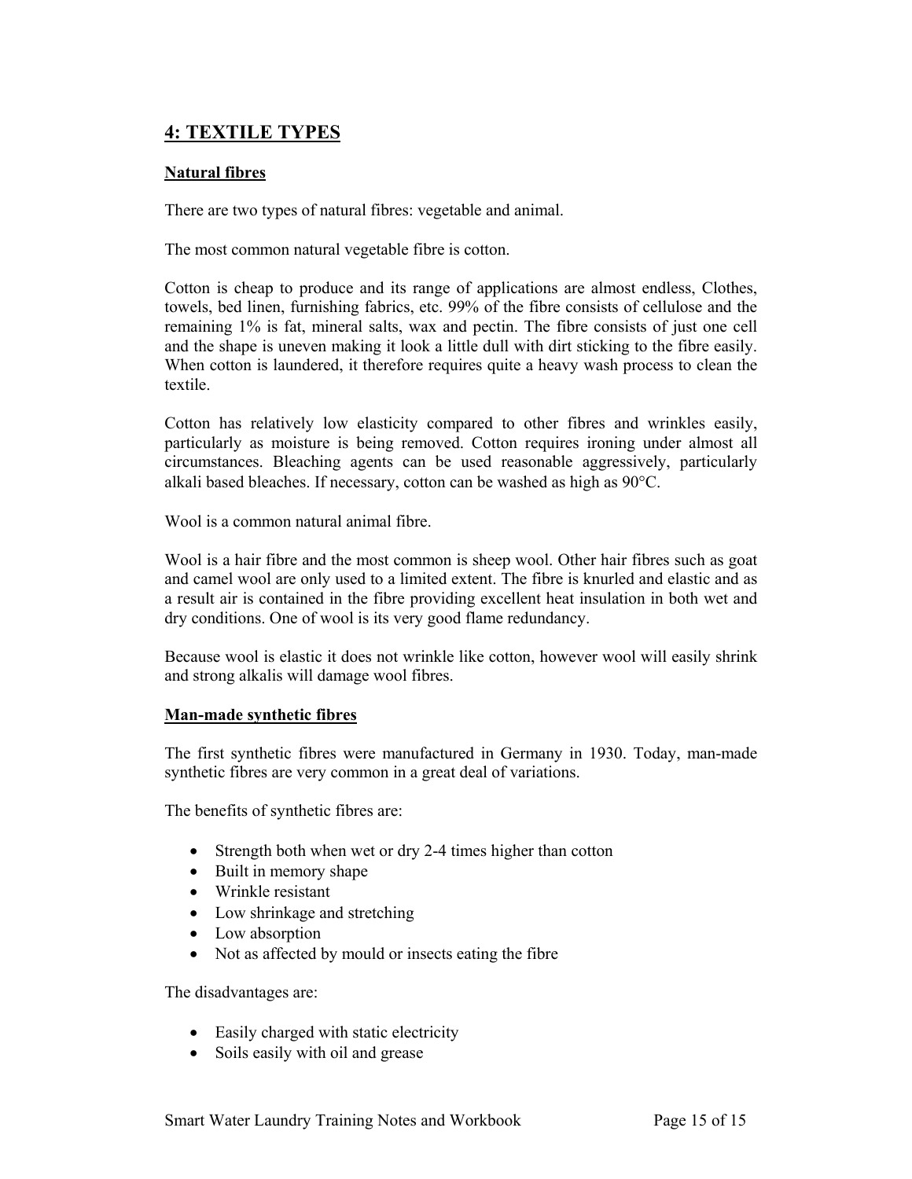## 4: TEXTILE TYPES

### Natural fibres

There are two types of natural fibres: vegetable and animal.

The most common natural vegetable fibre is cotton.

Cotton is cheap to produce and its range of applications are almost endless, Clothes, towels, bed linen, furnishing fabrics, etc. 99% of the fibre consists of cellulose and the remaining 1% is fat, mineral salts, wax and pectin. The fibre consists of just one cell and the shape is uneven making it look a little dull with dirt sticking to the fibre easily. When cotton is laundered, it therefore requires quite a heavy wash process to clean the textile.

Cotton has relatively low elasticity compared to other fibres and wrinkles easily, particularly as moisture is being removed. Cotton requires ironing under almost all circumstances. Bleaching agents can be used reasonable aggressively, particularly alkali based bleaches. If necessary, cotton can be washed as high as 90°C.

Wool is a common natural animal fibre.

Wool is a hair fibre and the most common is sheep wool. Other hair fibres such as goat and camel wool are only used to a limited extent. The fibre is knurled and elastic and as a result air is contained in the fibre providing excellent heat insulation in both wet and dry conditions. One of wool is its very good flame redundancy.

Because wool is elastic it does not wrinkle like cotton, however wool will easily shrink and strong alkalis will damage wool fibres.

### Man-made synthetic fibres

The first synthetic fibres were manufactured in Germany in 1930. Today, man-made synthetic fibres are very common in a great deal of variations.

The benefits of synthetic fibres are:

- Strength both when wet or dry 2-4 times higher than cotton
- Built in memory shape
- Wrinkle resistant
- Low shrinkage and stretching
- Low absorption
- Not as affected by mould or insects eating the fibre

The disadvantages are:

- Easily charged with static electricity
- Soils easily with oil and grease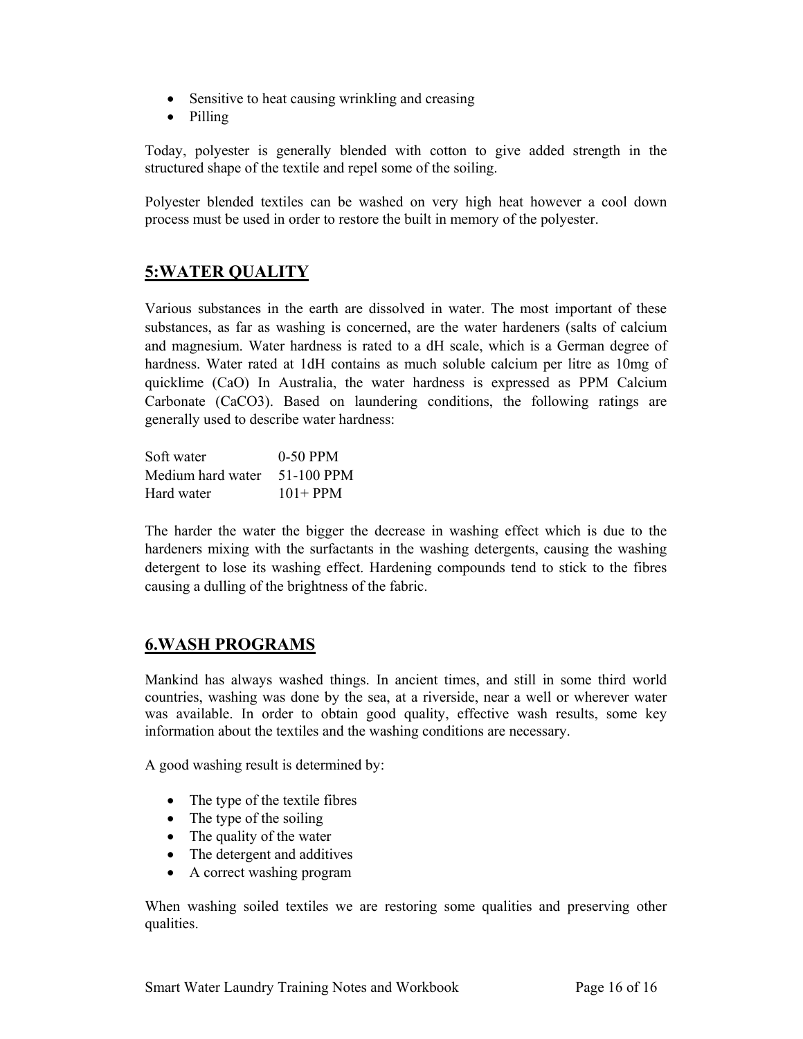- Sensitive to heat causing wrinkling and creasing
- Pilling

Today, polyester is generally blended with cotton to give added strength in the structured shape of the textile and repel some of the soiling.

Polyester blended textiles can be washed on very high heat however a cool down process must be used in order to restore the built in memory of the polyester.

## 5:WATER QUALITY

Various substances in the earth are dissolved in water. The most important of these substances, as far as washing is concerned, are the water hardeners (salts of calcium and magnesium. Water hardness is rated to a dH scale, which is a German degree of hardness. Water rated at 1dH contains as much soluble calcium per litre as 10mg of quicklime ($CaO$) In Australia, the water hardness is expressed as PPM Calcium Carbonate ($CaCO_3$). Based on laundering conditions, the following ratings are generally used to describe water hardness:

| | |
|---|---|
| Soft water | 0-50 PPM |
| Medium hard water | 51-100 PPM |
| Hard water | 101+ PPM |

The harder the water the bigger the decrease in washing effect which is due to the hardeners mixing with the surfactants in the washing detergents, causing the washing detergent to lose its washing effect. Hardening compounds tend to stick to the fibres causing a dulling of the brightness of the fabric.

## 6.WASH PROGRAMS

Mankind has always washed things. In ancient times, and still in some third world countries, washing was done by the sea, at a riverside, near a well or wherever water was available. In order to obtain good quality, effective wash results, some key information about the textiles and the washing conditions are necessary.

A good washing result is determined by:

- The type of the textile fibres
- The type of the soiling
- The quality of the water
- The detergent and additives
- A correct washing program

When washing soiled textiles we are restoring some qualities and preserving other qualities.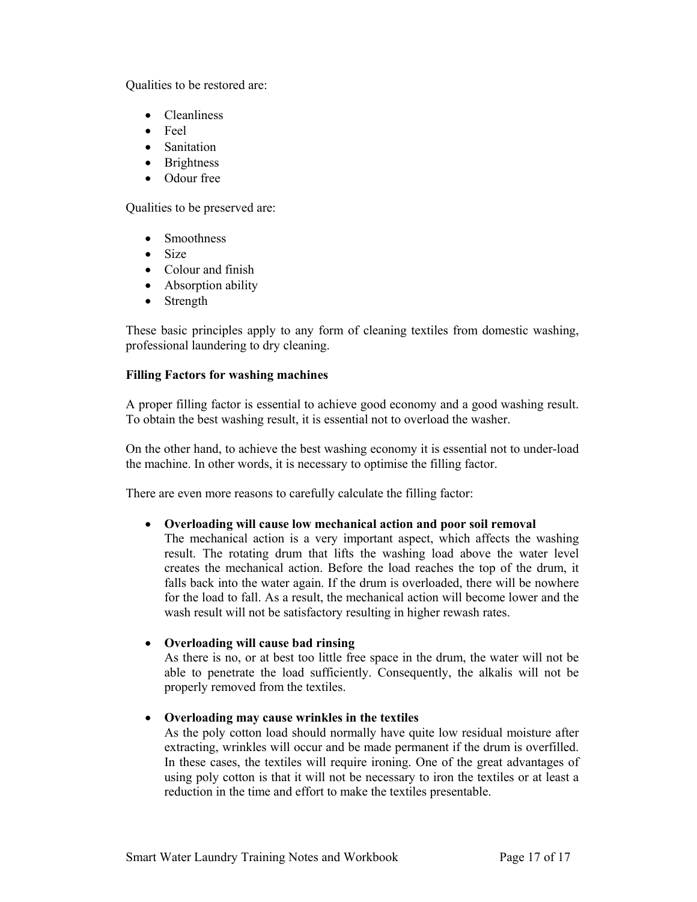Qualities to be restored are:

- Cleanliness
- Feel
- Sanitation
- Brightness
- Odour free

Qualities to be preserved are:

- Smoothness
- Size
- Colour and finish
- Absorption ability
- Strength

These basic principles apply to any form of cleaning textiles from domestic washing, professional laundering to dry cleaning.

**Filling Factors for washing machines**

A proper filling factor is essential to achieve good economy and a good washing result. To obtain the best washing result, it is essential not to overload the washer.

On the other hand, to achieve the best washing economy it is essential not to under-load the machine. In other words, it is necessary to optimise the filling factor.

There are even more reasons to carefully calculate the filling factor:

- **Overloading will cause low mechanical action and poor soil removal**
  The mechanical action is a very important aspect, which affects the washing result. The rotating drum that lifts the washing load above the water level creates the mechanical action. Before the load reaches the top of the drum, it falls back into the water again. If the drum is overloaded, there will be nowhere for the load to fall. As a result, the mechanical action will become lower and the wash result will not be satisfactory resulting in higher rewash rates.

- **Overloading will cause bad rinsing**
  As there is no, or at best too little free space in the drum, the water will not be able to penetrate the load sufficiently. Consequently, the alkalis will not be properly removed from the textiles.

- **Overloading may cause wrinkles in the textiles**
  As the poly cotton load should normally have quite low residual moisture after extracting, wrinkles will occur and be made permanent if the drum is overfilled. In these cases, the textiles will require ironing. One of the great advantages of using poly cotton is that it will not be necessary to iron the textiles or at least a reduction in the time and effort to make the textiles presentable.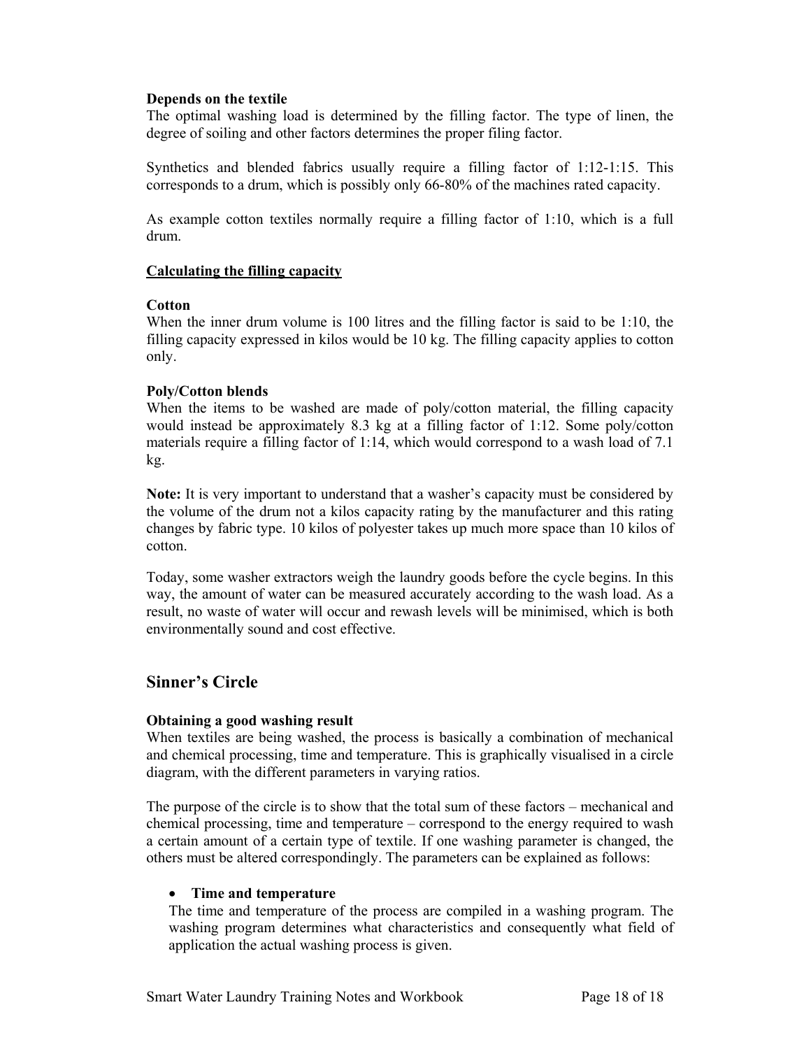**Depends on the textile**

The optimal washing load is determined by the filling factor. The type of linen, the degree of soiling and other factors determines the proper filing factor.

Synthetics and blended fabrics usually require a filling factor of 1:12-1:15. This corresponds to a drum, which is possibly only 66-80% of the machines rated capacity.

As example cotton textiles normally require a filling factor of 1:10, which is a full drum.

**<u>Calculating the filling capacity</u>**

**Cotton**

When the inner drum volume is 100 litres and the filling factor is said to be 1:10, the filling capacity expressed in kilos would be 10 kg. The filling capacity applies to cotton only.

**Poly/Cotton blends**

When the items to be washed are made of poly/cotton material, the filling capacity would instead be approximately 8.3 kg at a filling factor of 1:12. Some poly/cotton materials require a filling factor of 1:14, which would correspond to a wash load of 7.1 kg.

**Note:** It is very important to understand that a washer's capacity must be considered by the volume of the drum not a kilos capacity rating by the manufacturer and this rating changes by fabric type. 10 kilos of polyester takes up much more space than 10 kilos of cotton.

Today, some washer extractors weigh the laundry goods before the cycle begins. In this way, the amount of water can be measured accurately according to the wash load. As a result, no waste of water will occur and rewash levels will be minimised, which is both environmentally sound and cost effective.

## Sinner's Circle

**Obtaining a good washing result**

When textiles are being washed, the process is basically a combination of mechanical and chemical processing, time and temperature. This is graphically visualised in a circle diagram, with the different parameters in varying ratios.

The purpose of the circle is to show that the total sum of these factors – mechanical and chemical processing, time and temperature – correspond to the energy required to wash a certain amount of a certain type of textile. If one washing parameter is changed, the others must be altered correspondingly. The parameters can be explained as follows:

- **Time and temperature**

  The time and temperature of the process are compiled in a washing program. The washing program determines what characteristics and consequently what field of application the actual washing process is given.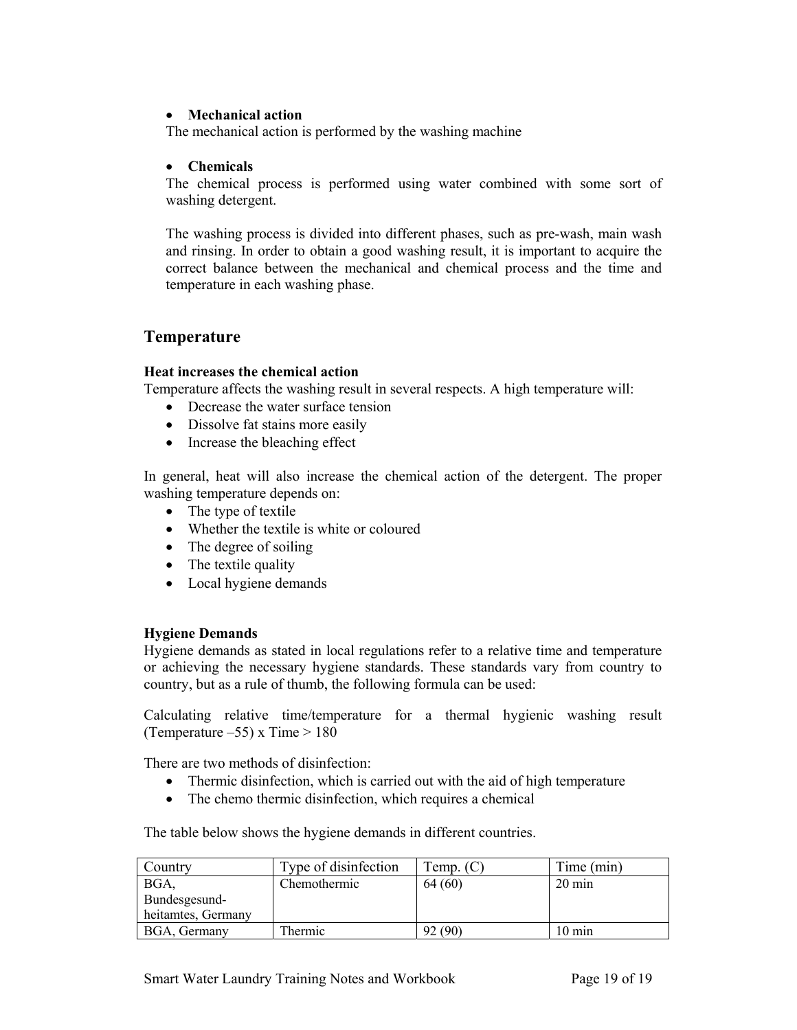- **Mechanical action**

  The mechanical action is performed by the washing machine

- **Chemicals**

  The chemical process is performed using water combined with some sort of washing detergent.

  The washing process is divided into different phases, such as pre-wash, main wash and rinsing. In order to obtain a good washing result, it is important to acquire the correct balance between the mechanical and chemical process and the time and temperature in each washing phase.

## Temperature

**Heat increases the chemical action**

Temperature affects the washing result in several respects. A high temperature will:

- Decrease the water surface tension
- Dissolve fat stains more easily
- Increase the bleaching effect

In general, heat will also increase the chemical action of the detergent. The proper washing temperature depends on:

- The type of textile
- Whether the textile is white or coloured
- The degree of soiling
- The textile quality
- Local hygiene demands

**Hygiene Demands**

Hygiene demands as stated in local regulations refer to a relative time and temperature or achieving the necessary hygiene standards. These standards vary from country to country, but as a rule of thumb, the following formula can be used:

Calculating relative time/temperature for a thermal hygienic washing result (Temperature –55) x Time > 180

There are two methods of disinfection:

- Thermic disinfection, which is carried out with the aid of high temperature
- The chemo thermic disinfection, which requires a chemical

The table below shows the hygiene demands in different countries.

| Country | Type of disinfection | Temp. (C) | Time (min) |
|---|---|---|---|
| BGA, Bundesgesund-heitamtes, Germany | Chemothermic | 64 (60) | 20 min |
| BGA, Germany | Thermic | 92 (90) | 10 min |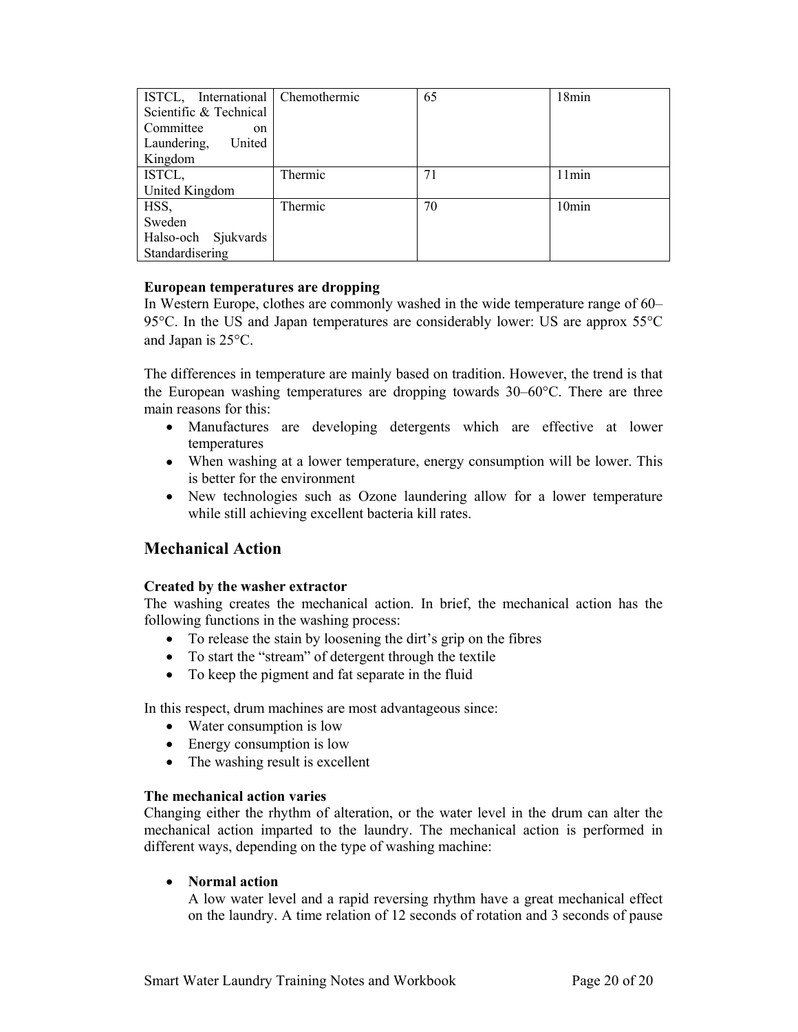| ISTCL, International Scientific & Technical Committee on Laundering, United Kingdom | Chemothermic | 65 | 18min |
| --- | --- | --- | --- |
| ISTCL, United Kingdom | Thermic | 71 | 11min |
| HSS, Sweden Halso-och Sjukvards Standardisering | Thermic | 70 | 10min |

**European temperatures are dropping**

In Western Europe, clothes are commonly washed in the wide temperature range of 60–95°C. In the US and Japan temperatures are considerably lower: US are approx 55°C and Japan is 25°C.

The differences in temperature are mainly based on tradition. However, the trend is that the European washing temperatures are dropping towards 30–60°C. There are three main reasons for this:

- Manufactures are developing detergents which are effective at lower temperatures
- When washing at a lower temperature, energy consumption will be lower. This is better for the environment
- New technologies such as Ozone laundering allow for a lower temperature while still achieving excellent bacteria kill rates.

## Mechanical Action

**Created by the washer extractor**

The washing creates the mechanical action. In brief, the mechanical action has the following functions in the washing process:

- To release the stain by loosening the dirt's grip on the fibres
- To start the "stream" of detergent through the textile
- To keep the pigment and fat separate in the fluid

In this respect, drum machines are most advantageous since:

- Water consumption is low
- Energy consumption is low
- The washing result is excellent

**The mechanical action varies**

Changing either the rhythm of alteration, or the water level in the drum can alter the mechanical action imparted to the laundry. The mechanical action is performed in different ways, depending on the type of washing machine:

- **Normal action**
  A low water level and a rapid reversing rhythm have a great mechanical effect on the laundry. A time relation of 12 seconds of rotation and 3 seconds of pause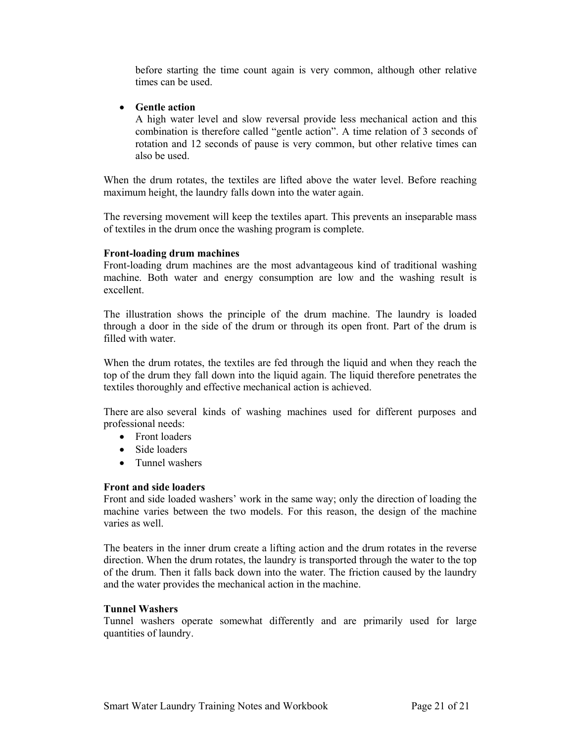before starting the time count again is very common, although other relative times can be used.

- **Gentle action**
  A high water level and slow reversal provide less mechanical action and this combination is therefore called "gentle action". A time relation of 3 seconds of rotation and 12 seconds of pause is very common, but other relative times can also be used.

When the drum rotates, the textiles are lifted above the water level. Before reaching maximum height, the laundry falls down into the water again.

The reversing movement will keep the textiles apart. This prevents an inseparable mass of textiles in the drum once the washing program is complete.

**Front-loading drum machines**
Front-loading drum machines are the most advantageous kind of traditional washing machine. Both water and energy consumption are low and the washing result is excellent.

The illustration shows the principle of the drum machine. The laundry is loaded through a door in the side of the drum or through its open front. Part of the drum is filled with water.

When the drum rotates, the textiles are fed through the liquid and when they reach the top of the drum they fall down into the liquid again. The liquid therefore penetrates the textiles thoroughly and effective mechanical action is achieved.

There are also several kinds of washing machines used for different purposes and professional needs:

- Front loaders
- Side loaders
- Tunnel washers

**Front and side loaders**
Front and side loaded washers' work in the same way; only the direction of loading the machine varies between the two models. For this reason, the design of the machine varies as well.

The beaters in the inner drum create a lifting action and the drum rotates in the reverse direction. When the drum rotates, the laundry is transported through the water to the top of the drum. Then it falls back down into the water. The friction caused by the laundry and the water provides the mechanical action in the machine.

**Tunnel Washers**
Tunnel washers operate somewhat differently and are primarily used for large quantities of laundry.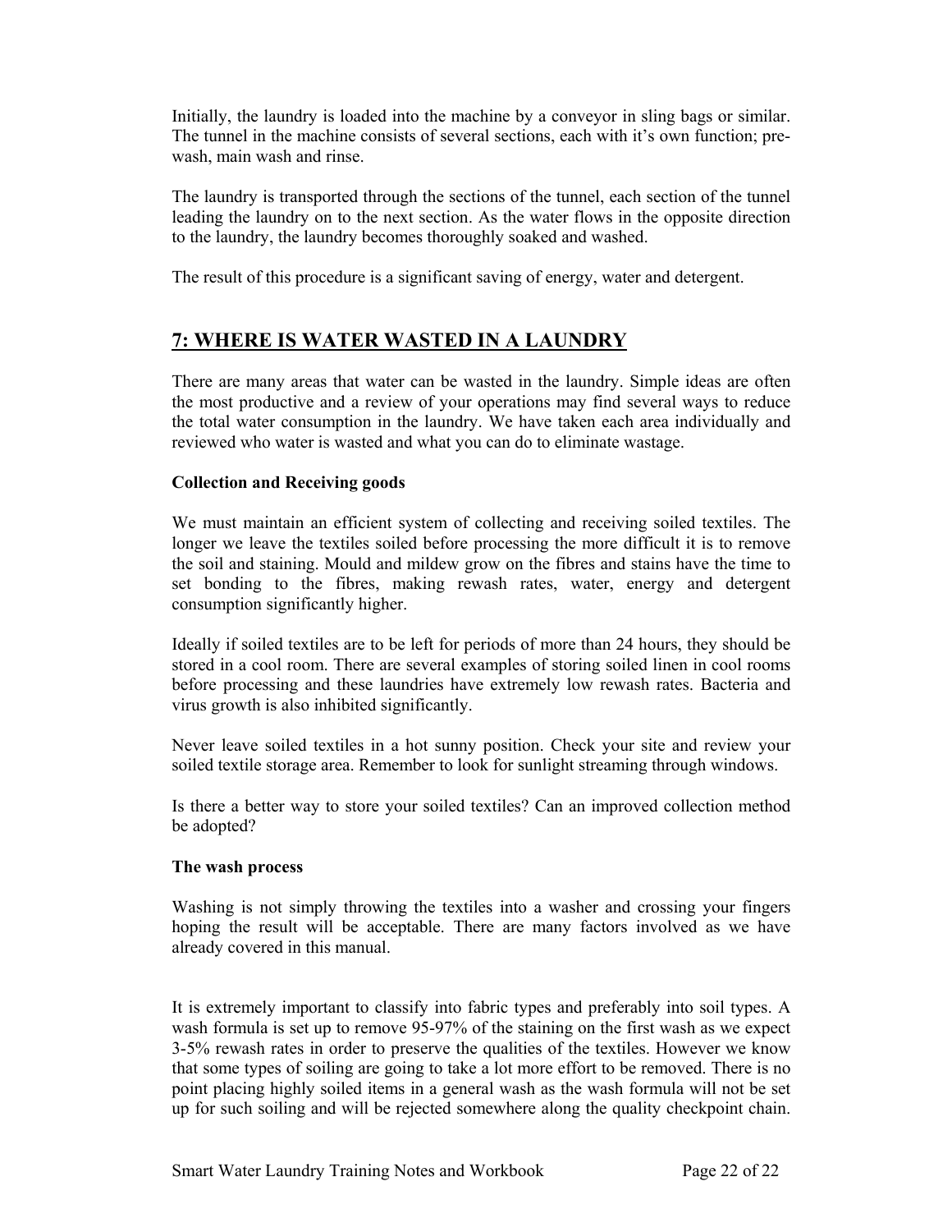Initially, the laundry is loaded into the machine by a conveyor in sling bags or similar. The tunnel in the machine consists of several sections, each with it's own function; pre-wash, main wash and rinse.

The laundry is transported through the sections of the tunnel, each section of the tunnel leading the laundry on to the next section. As the water flows in the opposite direction to the laundry, the laundry becomes thoroughly soaked and washed.

The result of this procedure is a significant saving of energy, water and detergent.

## 7: WHERE IS WATER WASTED IN A LAUNDRY

There are many areas that water can be wasted in the laundry. Simple ideas are often the most productive and a review of your operations may find several ways to reduce the total water consumption in the laundry. We have taken each area individually and reviewed who water is wasted and what you can do to eliminate wastage.

**Collection and Receiving goods**

We must maintain an efficient system of collecting and receiving soiled textiles. The longer we leave the textiles soiled before processing the more difficult it is to remove the soil and staining. Mould and mildew grow on the fibres and stains have the time to set bonding to the fibres, making rewash rates, water, energy and detergent consumption significantly higher.

Ideally if soiled textiles are to be left for periods of more than 24 hours, they should be stored in a cool room. There are several examples of storing soiled linen in cool rooms before processing and these laundries have extremely low rewash rates. Bacteria and virus growth is also inhibited significantly.

Never leave soiled textiles in a hot sunny position. Check your site and review your soiled textile storage area. Remember to look for sunlight streaming through windows.

Is there a better way to store your soiled textiles? Can an improved collection method be adopted?

**The wash process**

Washing is not simply throwing the textiles into a washer and crossing your fingers hoping the result will be acceptable. There are many factors involved as we have already covered in this manual.

It is extremely important to classify into fabric types and preferably into soil types. A wash formula is set up to remove 95-97% of the staining on the first wash as we expect 3-5% rewash rates in order to preserve the qualities of the textiles. However we know that some types of soiling are going to take a lot more effort to be removed. There is no point placing highly soiled items in a general wash as the wash formula will not be set up for such soiling and will be rejected somewhere along the quality checkpoint chain.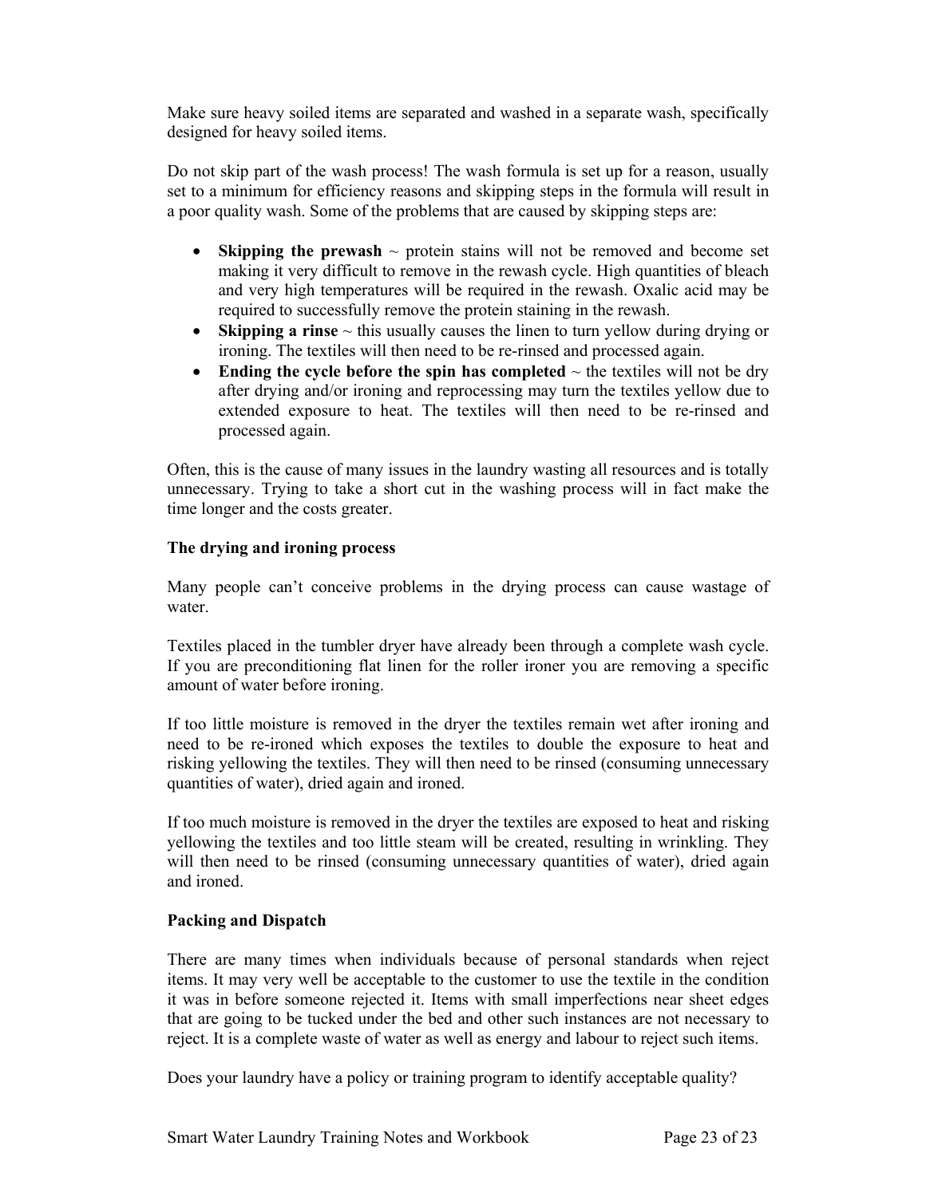Make sure heavy soiled items are separated and washed in a separate wash, specifically designed for heavy soiled items.

Do not skip part of the wash process! The wash formula is set up for a reason, usually set to a minimum for efficiency reasons and skipping steps in the formula will result in a poor quality wash. Some of the problems that are caused by skipping steps are:

- **Skipping the prewash** ~ protein stains will not be removed and become set making it very difficult to remove in the rewash cycle. High quantities of bleach and very high temperatures will be required in the rewash. Oxalic acid may be required to successfully remove the protein staining in the rewash.
- **Skipping a rinse** ~ this usually causes the linen to turn yellow during drying or ironing. The textiles will then need to be re-rinsed and processed again.
- **Ending the cycle before the spin has completed** ~ the textiles will not be dry after drying and/or ironing and reprocessing may turn the textiles yellow due to extended exposure to heat. The textiles will then need to be re-rinsed and processed again.

Often, this is the cause of many issues in the laundry wasting all resources and is totally unnecessary. Trying to take a short cut in the washing process will in fact make the time longer and the costs greater.

**The drying and ironing process**

Many people can't conceive problems in the drying process can cause wastage of water.

Textiles placed in the tumbler dryer have already been through a complete wash cycle. If you are preconditioning flat linen for the roller ironer you are removing a specific amount of water before ironing.

If too little moisture is removed in the dryer the textiles remain wet after ironing and need to be re-ironed which exposes the textiles to double the exposure to heat and risking yellowing the textiles. They will then need to be rinsed (consuming unnecessary quantities of water), dried again and ironed.

If too much moisture is removed in the dryer the textiles are exposed to heat and risking yellowing the textiles and too little steam will be created, resulting in wrinkling. They will then need to be rinsed (consuming unnecessary quantities of water), dried again and ironed.

**Packing and Dispatch**

There are many times when individuals because of personal standards when reject items. It may very well be acceptable to the customer to use the textile in the condition it was in before someone rejected it. Items with small imperfections near sheet edges that are going to be tucked under the bed and other such instances are not necessary to reject. It is a complete waste of water as well as energy and labour to reject such items.

Does your laundry have a policy or training program to identify acceptable quality?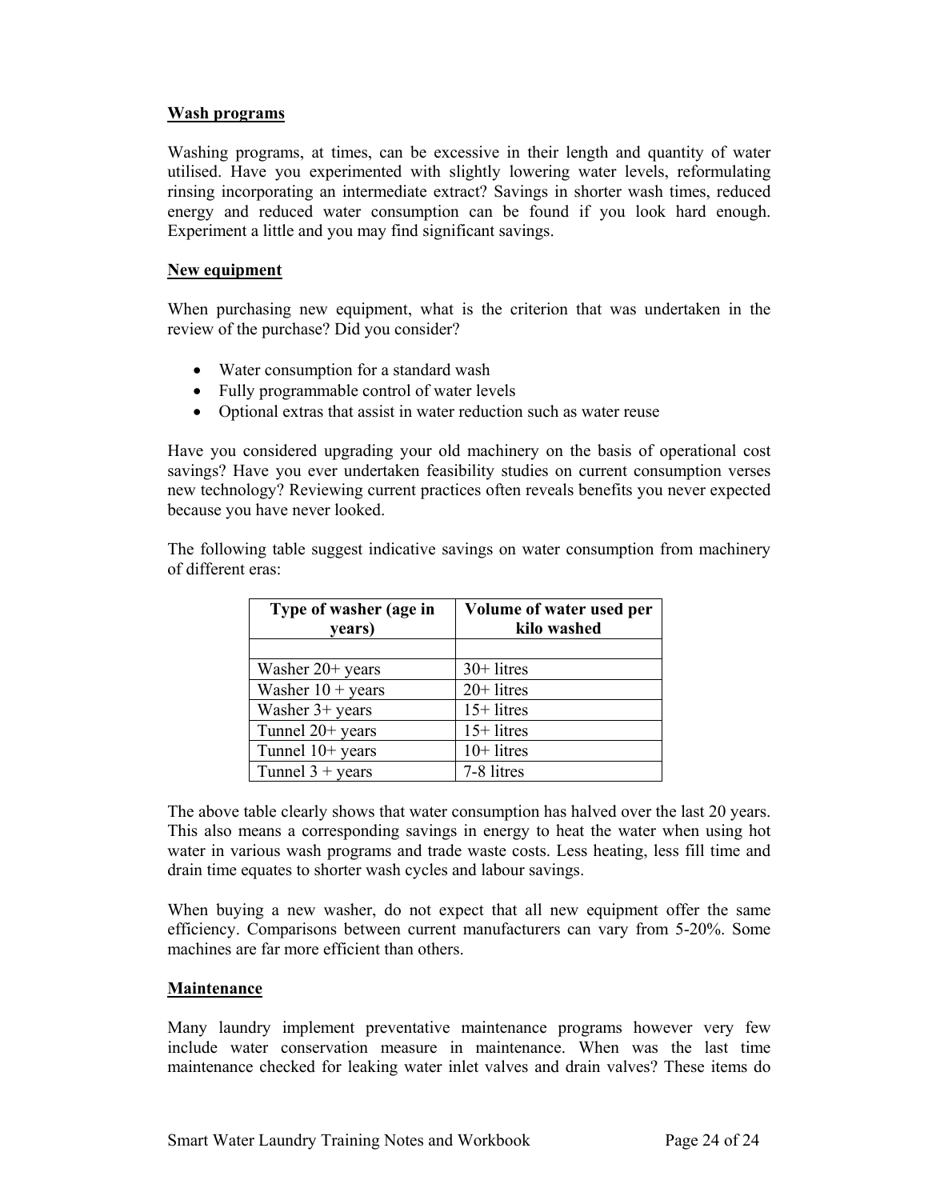**Wash programs**

Washing programs, at times, can be excessive in their length and quantity of water utilised. Have you experimented with slightly lowering water levels, reformulating rinsing incorporating an intermediate extract? Savings in shorter wash times, reduced energy and reduced water consumption can be found if you look hard enough. Experiment a little and you may find significant savings.

**New equipment**

When purchasing new equipment, what is the criterion that was undertaken in the review of the purchase? Did you consider?

- Water consumption for a standard wash
- Fully programmable control of water levels
- Optional extras that assist in water reduction such as water reuse

Have you considered upgrading your old machinery on the basis of operational cost savings? Have you ever undertaken feasibility studies on current consumption verses new technology? Reviewing current practices often reveals benefits you never expected because you have never looked.

The following table suggest indicative savings on water consumption from machinery of different eras:

| Type of washer (age in years) | Volume of water used per kilo washed |
|---|---|
| | |
| Washer 20+ years | 30+ litres |
| Washer 10 + years | 20+ litres |
| Washer 3+ years | 15+ litres |
| Tunnel 20+ years | 15+ litres |
| Tunnel 10+ years | 10+ litres |
| Tunnel 3 + years | 7-8 litres |

The above table clearly shows that water consumption has halved over the last 20 years. This also means a corresponding savings in energy to heat the water when using hot water in various wash programs and trade waste costs. Less heating, less fill time and drain time equates to shorter wash cycles and labour savings.

When buying a new washer, do not expect that all new equipment offer the same efficiency. Comparisons between current manufacturers can vary from 5-20%. Some machines are far more efficient than others.

**Maintenance**

Many laundry implement preventative maintenance programs however very few include water conservation measure in maintenance. When was the last time maintenance checked for leaking water inlet valves and drain valves? These items do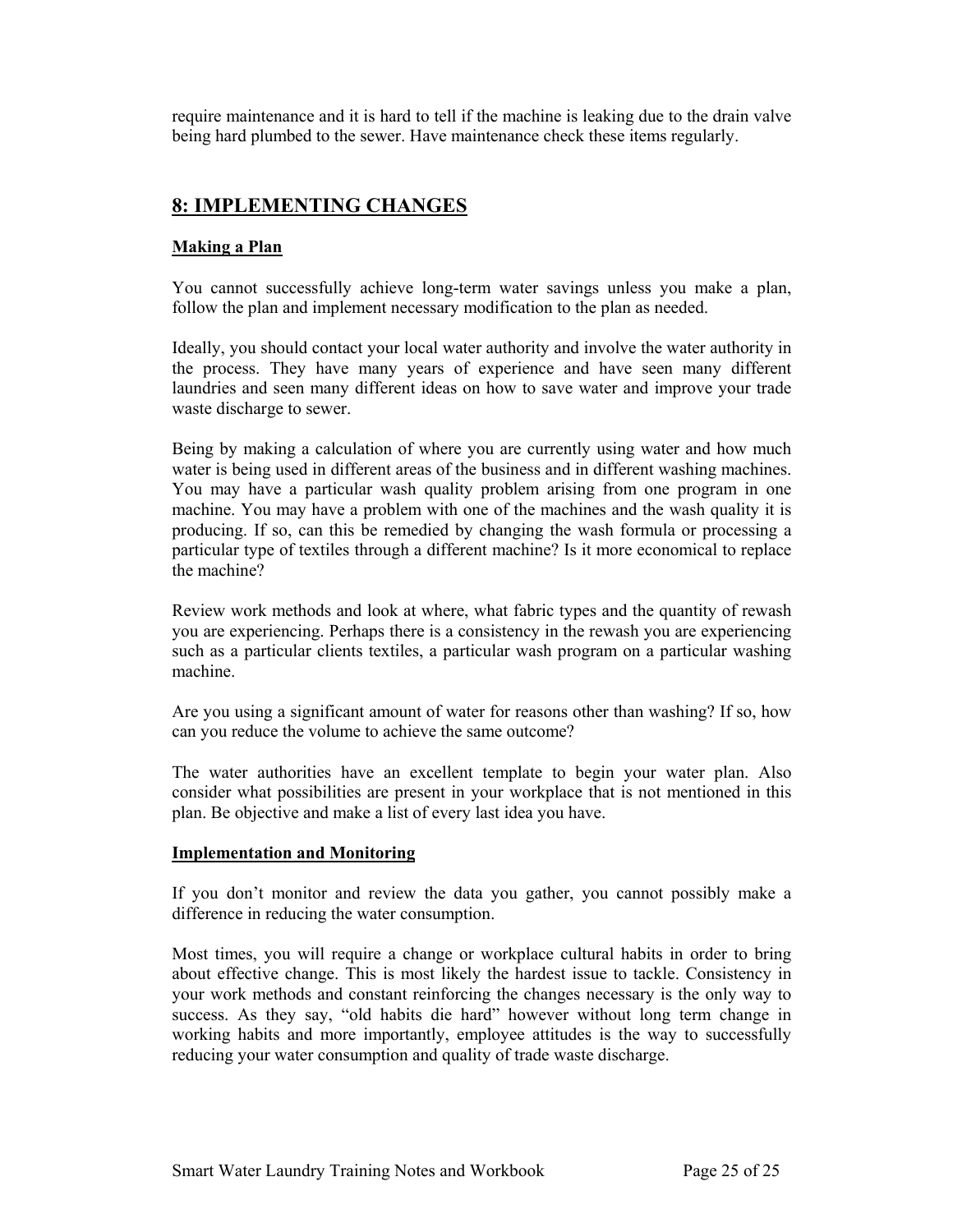require maintenance and it is hard to tell if the machine is leaking due to the drain valve being hard plumbed to the sewer. Have maintenance check these items regularly.

## 8: IMPLEMENTING CHANGES

### Making a Plan

You cannot successfully achieve long-term water savings unless you make a plan, follow the plan and implement necessary modification to the plan as needed.

Ideally, you should contact your local water authority and involve the water authority in the process. They have many years of experience and have seen many different laundries and seen many different ideas on how to save water and improve your trade waste discharge to sewer.

Being by making a calculation of where you are currently using water and how much water is being used in different areas of the business and in different washing machines. You may have a particular wash quality problem arising from one program in one machine. You may have a problem with one of the machines and the wash quality it is producing. If so, can this be remedied by changing the wash formula or processing a particular type of textiles through a different machine? Is it more economical to replace the machine?

Review work methods and look at where, what fabric types and the quantity of rewash you are experiencing. Perhaps there is a consistency in the rewash you are experiencing such as a particular clients textiles, a particular wash program on a particular washing machine.

Are you using a significant amount of water for reasons other than washing? If so, how can you reduce the volume to achieve the same outcome?

The water authorities have an excellent template to begin your water plan. Also consider what possibilities are present in your workplace that is not mentioned in this plan. Be objective and make a list of every last idea you have.

### Implementation and Monitoring

If you don't monitor and review the data you gather, you cannot possibly make a difference in reducing the water consumption.

Most times, you will require a change or workplace cultural habits in order to bring about effective change. This is most likely the hardest issue to tackle. Consistency in your work methods and constant reinforcing the changes necessary is the only way to success. As they say, "old habits die hard" however without long term change in working habits and more importantly, employee attitudes is the way to successfully reducing your water consumption and quality of trade waste discharge.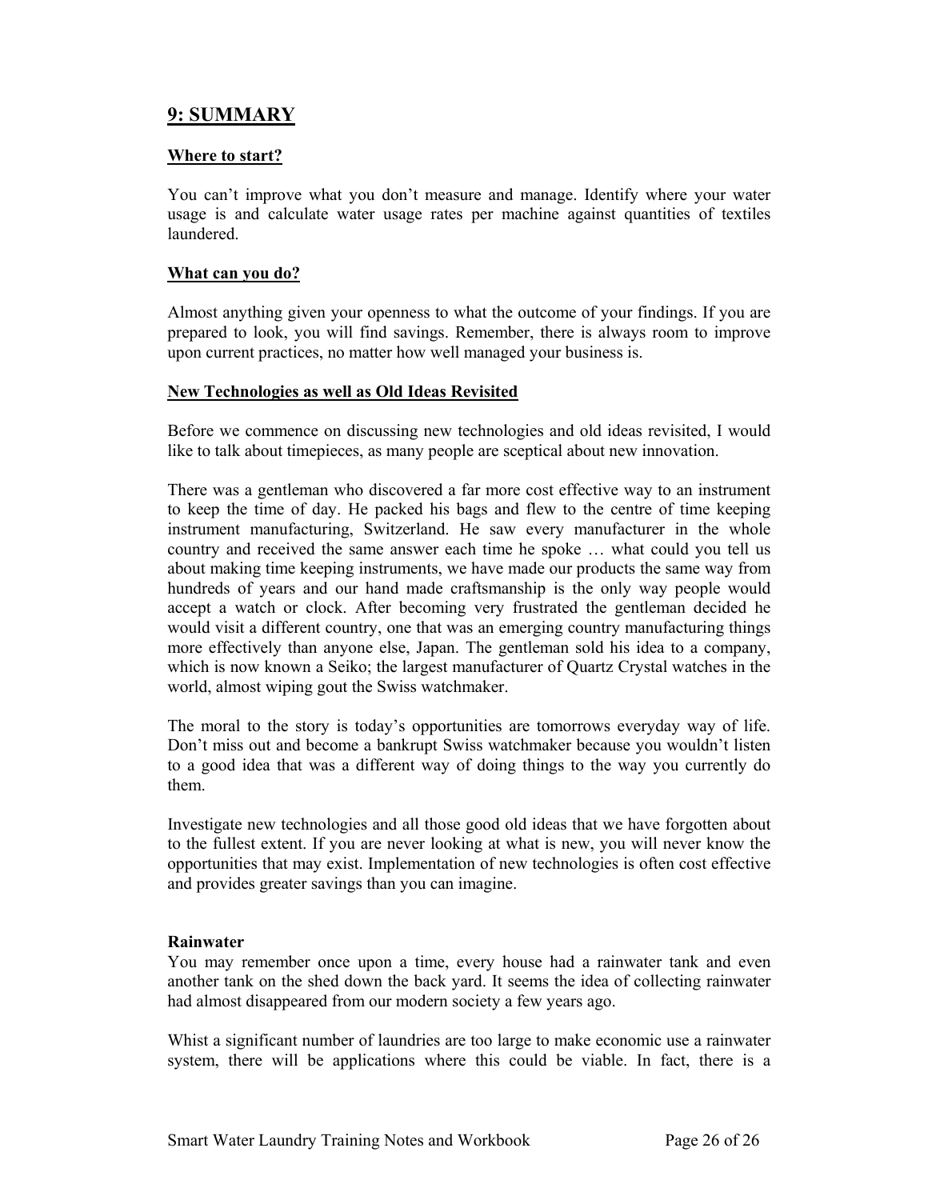## 9: SUMMARY

### Where to start?

You can't improve what you don't measure and manage. Identify where your water usage is and calculate water usage rates per machine against quantities of textiles laundered.

### What can you do?

Almost anything given your openness to what the outcome of your findings. If you are prepared to look, you will find savings. Remember, there is always room to improve upon current practices, no matter how well managed your business is.

### New Technologies as well as Old Ideas Revisited

Before we commence on discussing new technologies and old ideas revisited, I would like to talk about timepieces, as many people are sceptical about new innovation.

There was a gentleman who discovered a far more cost effective way to an instrument to keep the time of day. He packed his bags and flew to the centre of time keeping instrument manufacturing, Switzerland. He saw every manufacturer in the whole country and received the same answer each time he spoke … what could you tell us about making time keeping instruments, we have made our products the same way from hundreds of years and our hand made craftsmanship is the only way people would accept a watch or clock. After becoming very frustrated the gentleman decided he would visit a different country, one that was an emerging country manufacturing things more effectively than anyone else, Japan. The gentleman sold his idea to a company, which is now known a Seiko; the largest manufacturer of Quartz Crystal watches in the world, almost wiping gout the Swiss watchmaker.

The moral to the story is today's opportunities are tomorrows everyday way of life. Don't miss out and become a bankrupt Swiss watchmaker because you wouldn't listen to a good idea that was a different way of doing things to the way you currently do them.

Investigate new technologies and all those good old ideas that we have forgotten about to the fullest extent. If you are never looking at what is new, you will never know the opportunities that may exist. Implementation of new technologies is often cost effective and provides greater savings than you can imagine.

**Rainwater**

You may remember once upon a time, every house had a rainwater tank and even another tank on the shed down the back yard. It seems the idea of collecting rainwater had almost disappeared from our modern society a few years ago.

Whist a significant number of laundries are too large to make economic use a rainwater system, there will be applications where this could be viable. In fact, there is a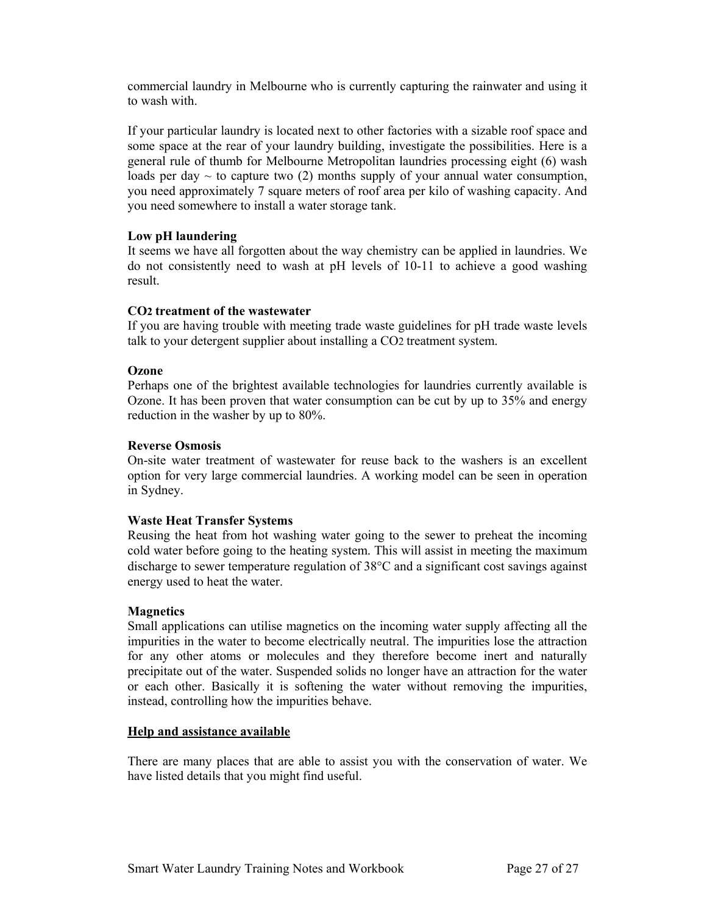commercial laundry in Melbourne who is currently capturing the rainwater and using it to wash with.

If your particular laundry is located next to other factories with a sizable roof space and some space at the rear of your laundry building, investigate the possibilities. Here is a general rule of thumb for Melbourne Metropolitan laundries processing eight (6) wash loads per day ~ to capture two (2) months supply of your annual water consumption, you need approximately 7 square meters of roof area per kilo of washing capacity. And you need somewhere to install a water storage tank.

**Low pH laundering**

It seems we have all forgotten about the way chemistry can be applied in laundries. We do not consistently need to wash at pH levels of 10-11 to achieve a good washing result.

**$CO_2$ treatment of the wastewater**

If you are having trouble with meeting trade waste guidelines for pH trade waste levels talk to your detergent supplier about installing a $CO_2$ treatment system.

**Ozone**

Perhaps one of the brightest available technologies for laundries currently available is Ozone. It has been proven that water consumption can be cut by up to 35% and energy reduction in the washer by up to 80%.

**Reverse Osmosis**

On-site water treatment of wastewater for reuse back to the washers is an excellent option for very large commercial laundries. A working model can be seen in operation in Sydney.

**Waste Heat Transfer Systems**

Reusing the heat from hot washing water going to the sewer to preheat the incoming cold water before going to the heating system. This will assist in meeting the maximum discharge to sewer temperature regulation of 38°C and a significant cost savings against energy used to heat the water.

**Magnetics**

Small applications can utilise magnetics on the incoming water supply affecting all the impurities in the water to become electrically neutral. The impurities lose the attraction for any other atoms or molecules and they therefore become inert and naturally precipitate out of the water. Suspended solids no longer have an attraction for the water or each other. Basically it is softening the water without removing the impurities, instead, controlling how the impurities behave.

## Help and assistance available

There are many places that are able to assist you with the conservation of water. We have listed details that you might find useful.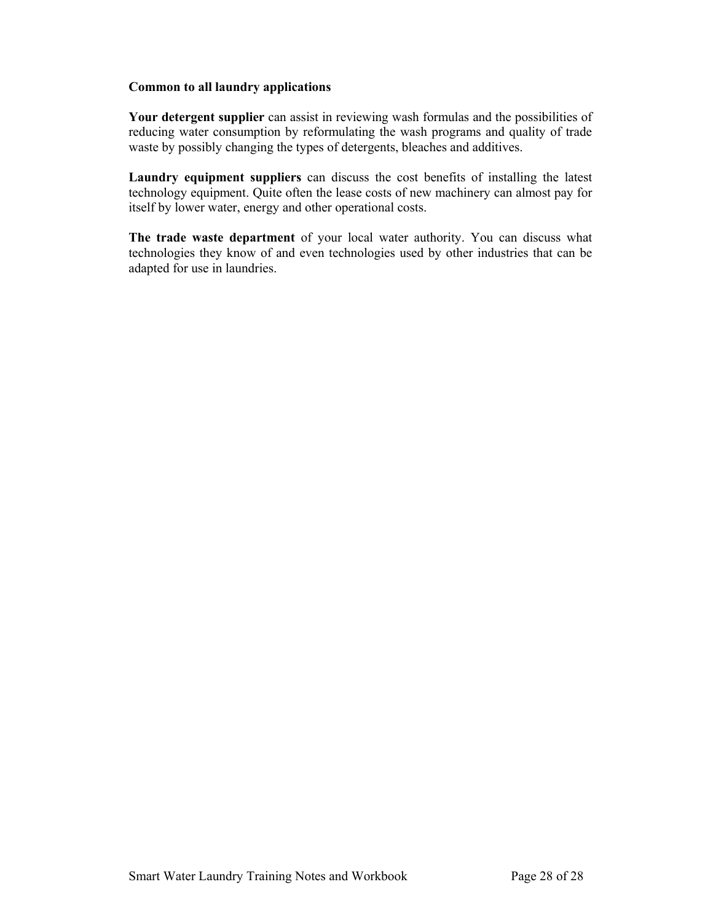**Common to all laundry applications**

**Your detergent supplier** can assist in reviewing wash formulas and the possibilities of reducing water consumption by reformulating the wash programs and quality of trade waste by possibly changing the types of detergents, bleaches and additives.

**Laundry equipment suppliers** can discuss the cost benefits of installing the latest technology equipment. Quite often the lease costs of new machinery can almost pay for itself by lower water, energy and other operational costs.

**The trade waste department** of your local water authority. You can discuss what technologies they know of and even technologies used by other industries that can be adapted for use in laundries.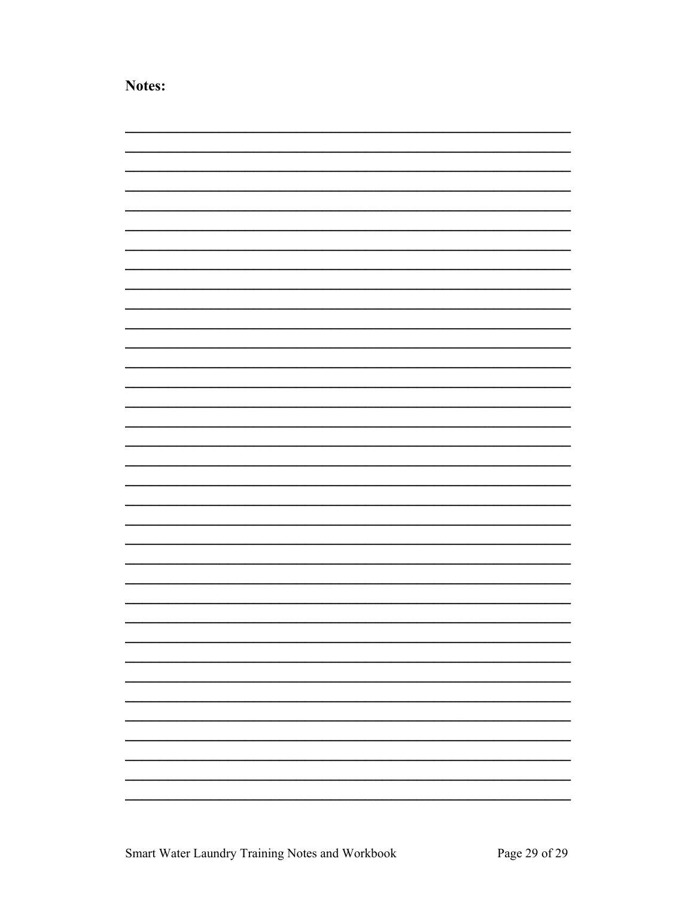**Notes:**